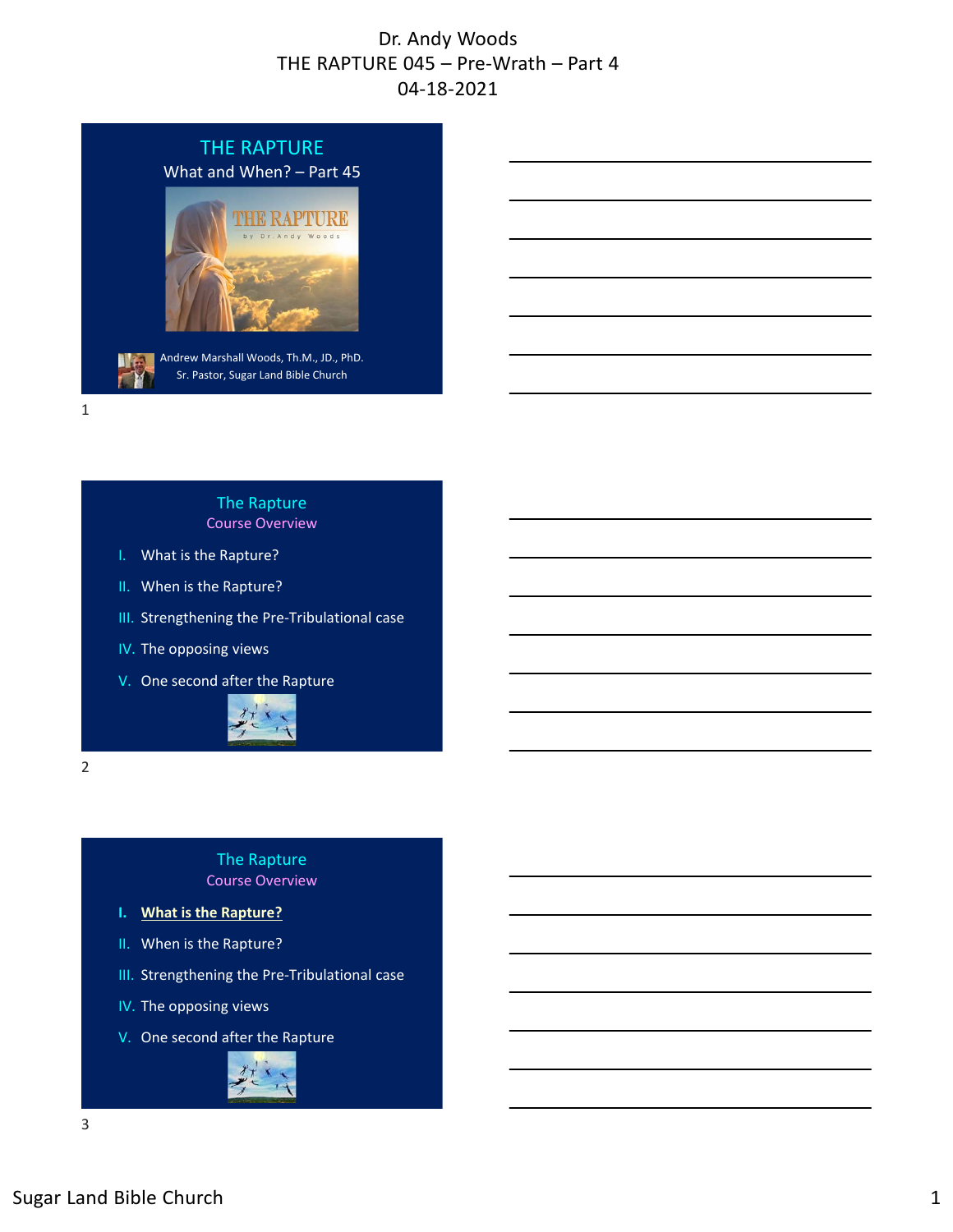# Dr. Andy Woods
# THE RAPTURE 045 – Pre-Wrath – Part 4
# 04-18-2021

## THE RAPTURE

What and When? – Part 45

Andrew Marshall Woods, Th.M., JD., PhD.
Sr. Pastor, Sugar Land Bible Church

## The Rapture
### Course Overview

I. What is the Rapture?
II. When is the Rapture?
III. Strengthening the Pre-Tribulational case
IV. The opposing views
V. One second after the Rapture

## The Rapture
### Course Overview

I. **What is the Rapture?**
II. When is the Rapture?
III. Strengthening the Pre-Tribulational case
IV. The opposing views
V. One second after the Rapture

Sugar Land Bible Church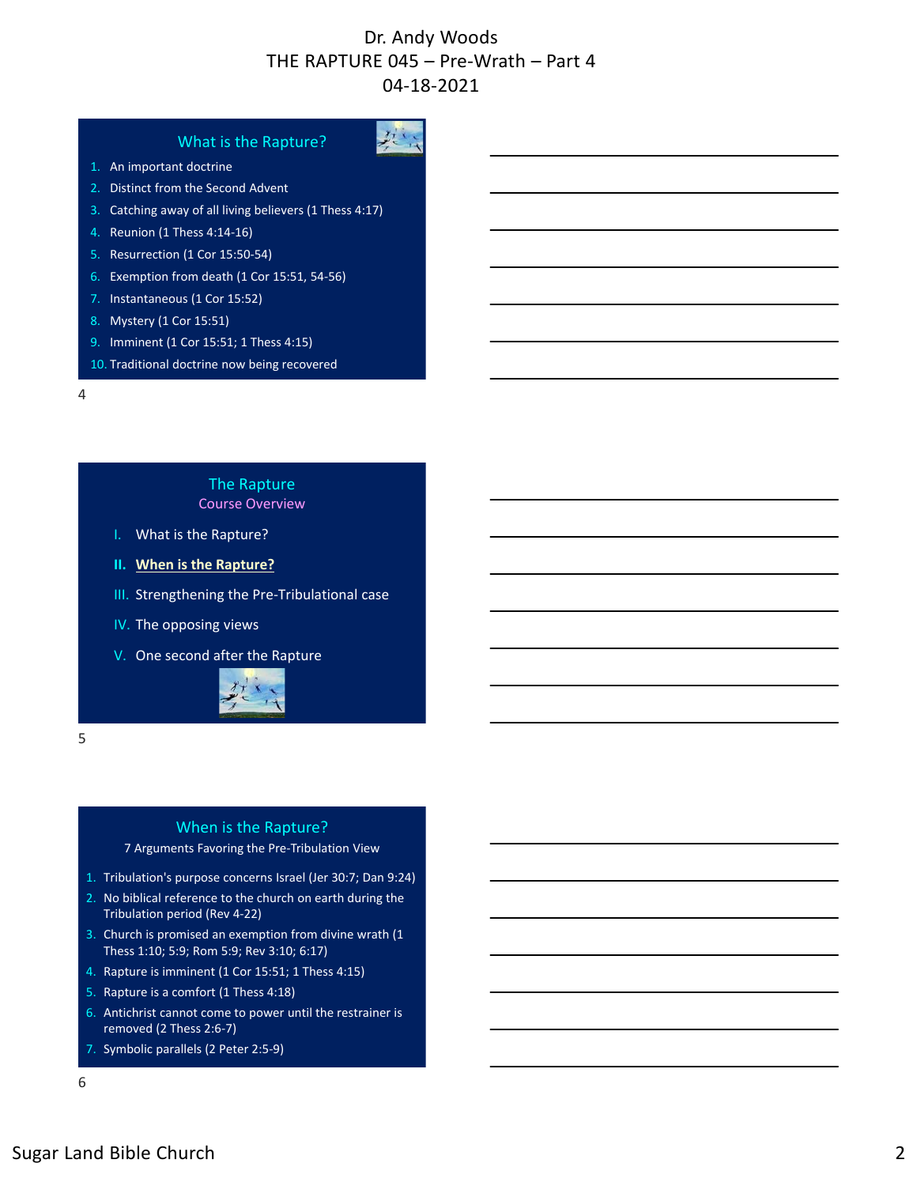## What is the Rapture?

1. An important doctrine
2. Distinct from the Second Advent
3. Catching away of all living believers (1 Thess 4:17)
4. Reunion (1 Thess 4:14-16)
5. Resurrection (1 Cor 15:50-54)
6. Exemption from death (1 Cor 15:51, 54-56)
7. Instantaneous (1 Cor 15:52)
8. Mystery (1 Cor 15:51)
9. Imminent (1 Cor 15:51; 1 Thess 4:15)
10. Traditional doctrine now being recovered

## The Rapture

### Course Overview

I. What is the Rapture?

II. **When is the Rapture?**

III. Strengthening the Pre-Tribulational case

IV. The opposing views

V. One second after the Rapture

## When is the Rapture?

7 Arguments Favoring the Pre-Tribulation View

1. Tribulation's purpose concerns Israel (Jer 30:7; Dan 9:24)
2. No biblical reference to the church on earth during the Tribulation period (Rev 4-22)
3. Church is promised an exemption from divine wrath (1 Thess 1:10; 5:9; Rom 5:9; Rev 3:10; 6:17)
4. Rapture is imminent (1 Cor 15:51; 1 Thess 4:15)
5. Rapture is a comfort (1 Thess 4:18)
6. Antichrist cannot come to power until the restrainer is removed (2 Thess 2:6-7)
7. Symbolic parallels (2 Peter 2:5-9)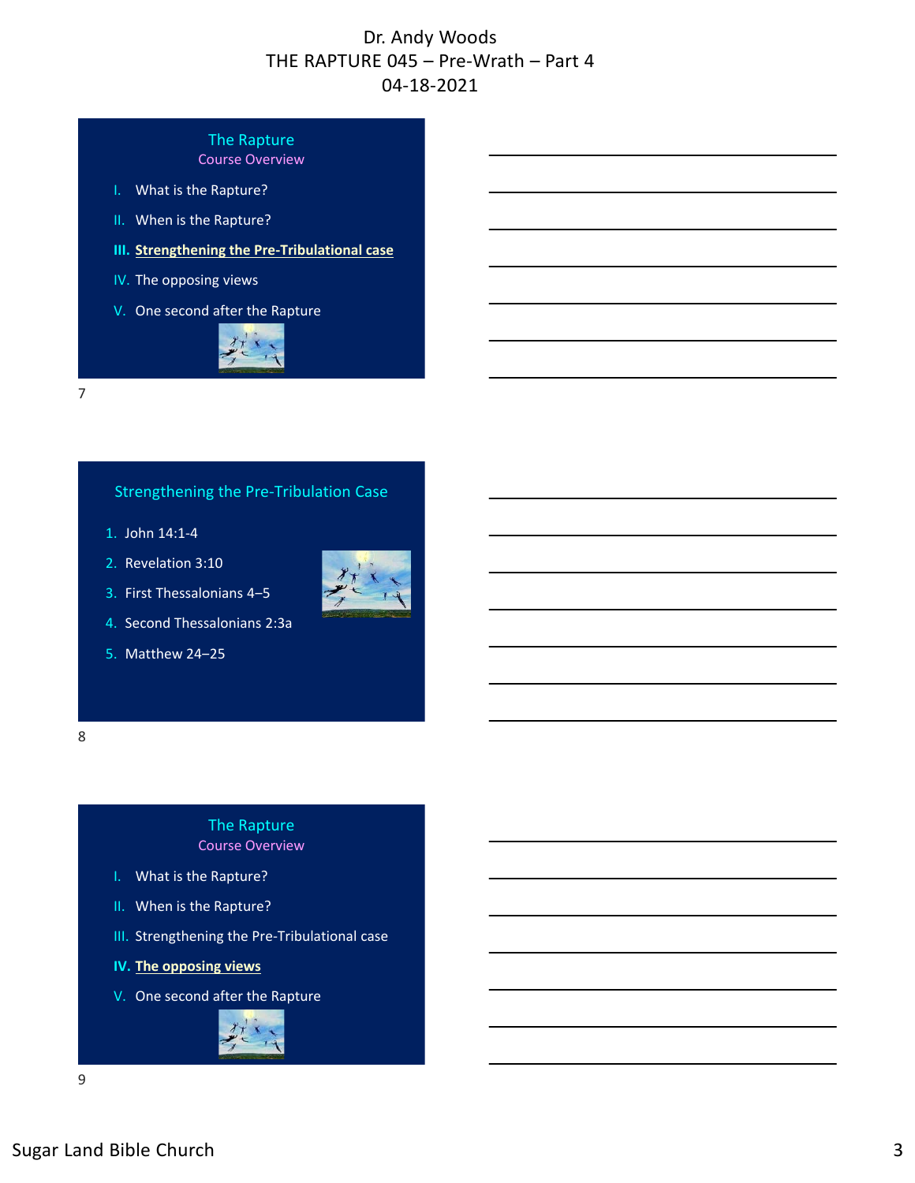Dr. Andy Woods
THE RAPTURE 045 – Pre-Wrath – Part 4
04-18-2021

## The Rapture
### Course Overview

I. What is the Rapture?

II. When is the Rapture?

III. **Strengthening the Pre-Tribulational case**

IV. The opposing views

V. One second after the Rapture

## Strengthening the Pre-Tribulation Case

1. John 14:1-4
2. Revelation 3:10
3. First Thessalonians 4–5
4. Second Thessalonians 2:3a
5. Matthew 24–25

## The Rapture
### Course Overview

I. What is the Rapture?

II. When is the Rapture?

III. Strengthening the Pre-Tribulational case

IV. **The opposing views**

V. One second after the Rapture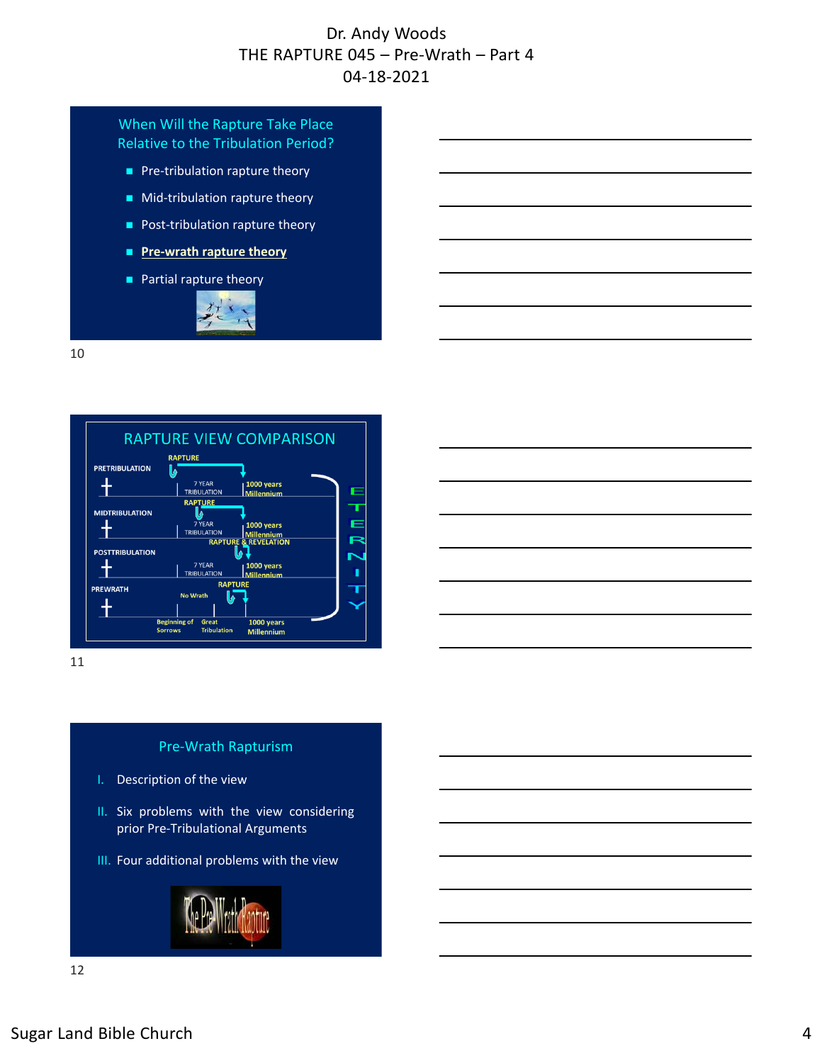Dr. Andy Woods
THE RAPTURE 045 – Pre-Wrath – Part 4
04-18-2021

## When Will the Rapture Take Place Relative to the Tribulation Period?

- Pre-tribulation rapture theory
- Mid-tribulation rapture theory
- Post-tribulation rapture theory
- **Pre-wrath rapture theory**
- Partial rapture theory

## RAPTURE VIEW COMPARISON

PRETRIBULATION — RAPTURE — 7 YEAR TRIBULATION — 1000 years Millennium

MIDTRIBULATION — RAPTURE — 7 YEAR TRIBULATION — 1000 years Millennium

POSTTRIBULATION — RAPTURE & REVELATION — 7 YEAR TRIBULATION — 1000 years Millennium

PREWRATH — No Wrath — RAPTURE — Beginning of Sorrows — Great Tribulation — 1000 years Millennium

ETERNITY

## Pre-Wrath Rapturism

I. Description of the view

II. Six problems with the view considering prior Pre-Tribulational Arguments

III. Four additional problems with the view

The Pre-Wrath Rapture

Sugar Land Bible Church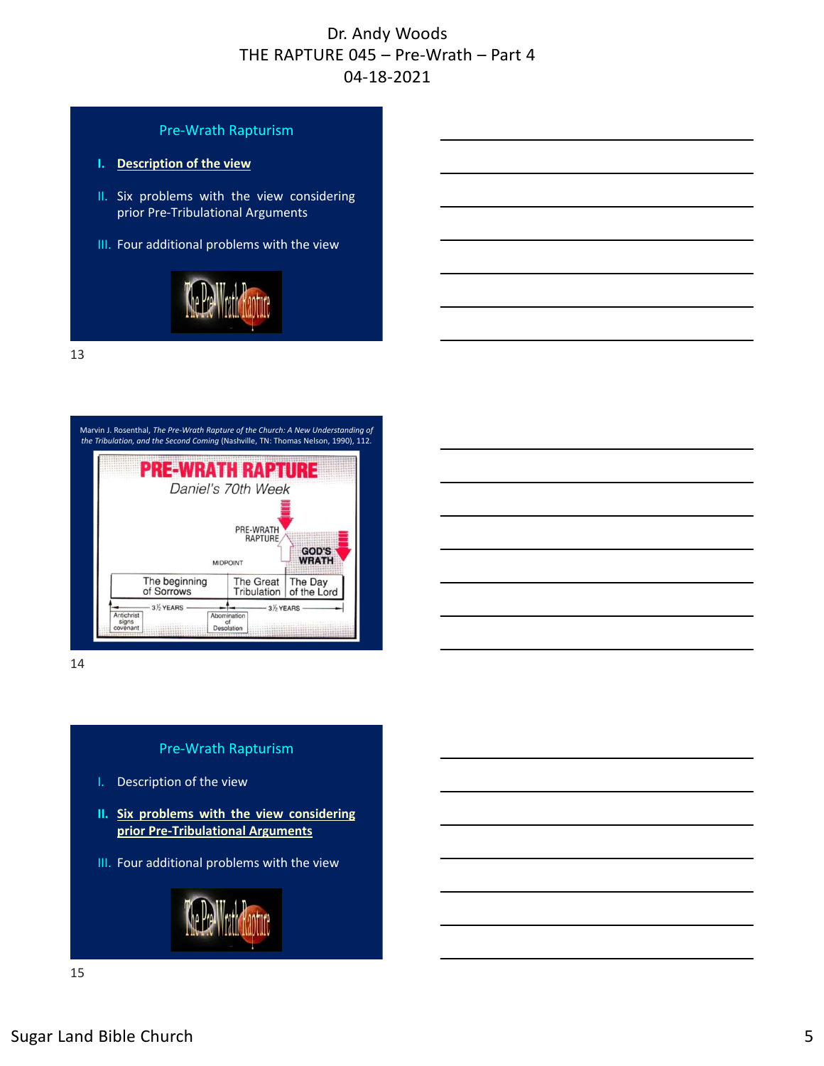## Pre-Wrath Rapturism

I. **Description of the view**

II. Six problems with the view considering prior Pre-Tribulational Arguments

III. Four additional problems with the view

The Pre-Wrath Rapture

Marvin J. Rosenthal, *The Pre-Wrath Rapture of the Church: A New Understanding of the Tribulation, and the Second Coming* (Nashville, TN: Thomas Nelson, 1990), 112.

**PRE-WRATH RAPTURE**

*Daniel's 70th Week*

PRE-WRATH RAPTURE

GOD'S WRATH

MIDPOINT

| The beginning of Sorrows | The Great Tribulation | The Day of the Lord |
| --- | --- | --- |

3½ YEARS — 3½ YEARS

Antichrist signs covenant — Abomination of Desolation

## Pre-Wrath Rapturism

I. Description of the view

II. **Six problems with the view considering prior Pre-Tribulational Arguments**

III. Four additional problems with the view

The Pre-Wrath Rapture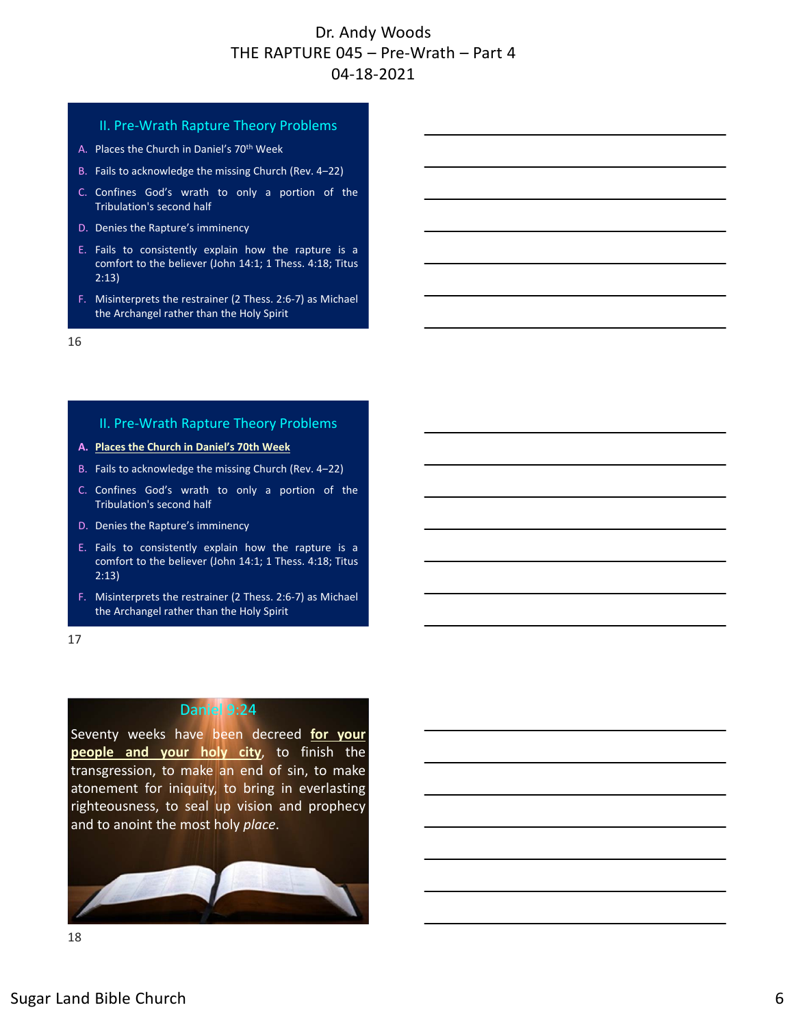## II. Pre-Wrath Rapture Theory Problems

A. Places the Church in Daniel's 70th Week

B. Fails to acknowledge the missing Church (Rev. 4–22)

C. Confines God's wrath to only a portion of the Tribulation's second half

D. Denies the Rapture's imminency

E. Fails to consistently explain how the rapture is a comfort to the believer (John 14:1; 1 Thess. 4:18; Titus 2:13)

F. Misinterprets the restrainer (2 Thess. 2:6-7) as Michael the Archangel rather than the Holy Spirit

## II. Pre-Wrath Rapture Theory Problems

A. **Places the Church in Daniel's 70th Week**

B. Fails to acknowledge the missing Church (Rev. 4–22)

C. Confines God's wrath to only a portion of the Tribulation's second half

D. Denies the Rapture's imminency

E. Fails to consistently explain how the rapture is a comfort to the believer (John 14:1; 1 Thess. 4:18; Titus 2:13)

F. Misinterprets the restrainer (2 Thess. 2:6-7) as Michael the Archangel rather than the Holy Spirit

## Daniel 9:24

Seventy weeks have been decreed **for your people and your holy city**, to finish the transgression, to make an end of sin, to make atonement for iniquity, to bring in everlasting righteousness, to seal up vision and prophecy and to anoint the most holy *place*.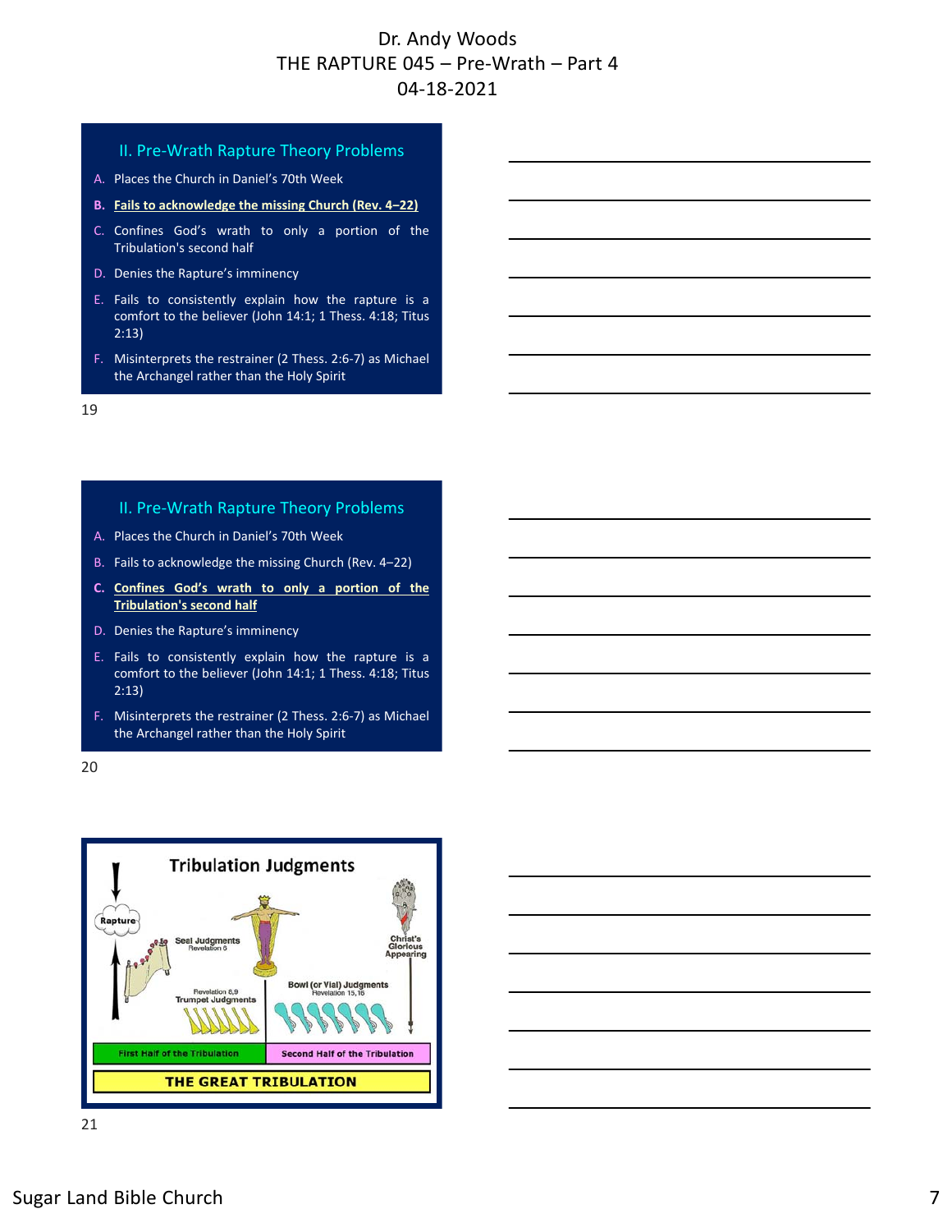## II. Pre-Wrath Rapture Theory Problems

A. Places the Church in Daniel's 70th Week

**B. Fails to acknowledge the missing Church (Rev. 4–22)**

C. Confines God's wrath to only a portion of the Tribulation's second half

D. Denies the Rapture's imminency

E. Fails to consistently explain how the rapture is a comfort to the believer (John 14:1; 1 Thess. 4:18; Titus 2:13)

F. Misinterprets the restrainer (2 Thess. 2:6-7) as Michael the Archangel rather than the Holy Spirit

## II. Pre-Wrath Rapture Theory Problems

A. Places the Church in Daniel's 70th Week

B. Fails to acknowledge the missing Church (Rev. 4–22)

**C. Confines God's wrath to only a portion of the Tribulation's second half**

D. Denies the Rapture's imminency

E. Fails to consistently explain how the rapture is a comfort to the believer (John 14:1; 1 Thess. 4:18; Titus 2:13)

F. Misinterprets the restrainer (2 Thess. 2:6-7) as Michael the Archangel rather than the Holy Spirit

## Tribulation Judgments

Rapture

Seal Judgments Revelation 6

Revelation 8,9 Trumpet Judgments

Bowl (or Vial) Judgments Revelation 15,16

Christ's Glorious Appearing

First Half of the Tribulation | Second Half of the Tribulation

THE GREAT TRIBULATION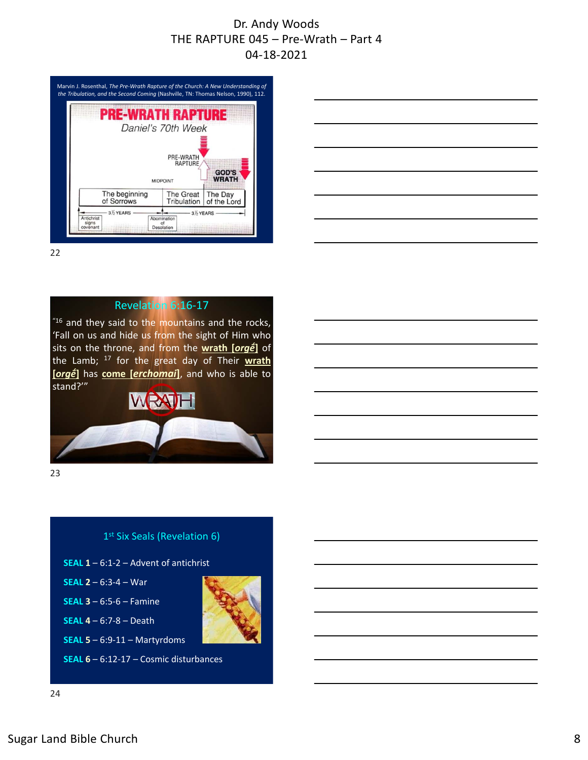Marvin J. Rosenthal, *The Pre-Wrath Rapture of the Church: A New Understanding of the Tribulation, and the Second Coming* (Nashville, TN: Thomas Nelson, 1990), 112.

**PRE-WRATH RAPTURE**

*Daniel's 70th Week*

PRE-WRATH RAPTURE

GOD'S WRATH

MIDPOINT

| The beginning of Sorrows | The Great Tribulation | The Day of the Lord |
|---|---|---|

3½ YEARS — 3½ YEARS

Antichrist signs covenant — Abomination of Desolation

22

## Revelation 6:16-17

"[16] and they said to the mountains and the rocks, 'Fall on us and hide us from the sight of Him who sits on the throne, and from the **wrath [*orgḗ*]** of the Lamb; [17] for the great day of Their **wrath [*orgḗ*]** has **come [*erchomai*]**, and who is able to stand?'"

WRATH

23

## 1st Six Seals (Revelation 6)

- **SEAL 1** – 6:1-2 – Advent of antichrist
- **SEAL 2** – 6:3-4 – War
- **SEAL 3** – 6:5-6 – Famine
- **SEAL 4** – 6:7-8 – Death
- **SEAL 5** – 6:9-11 – Martyrdoms
- **SEAL 6** – 6:12-17 – Cosmic disturbances

24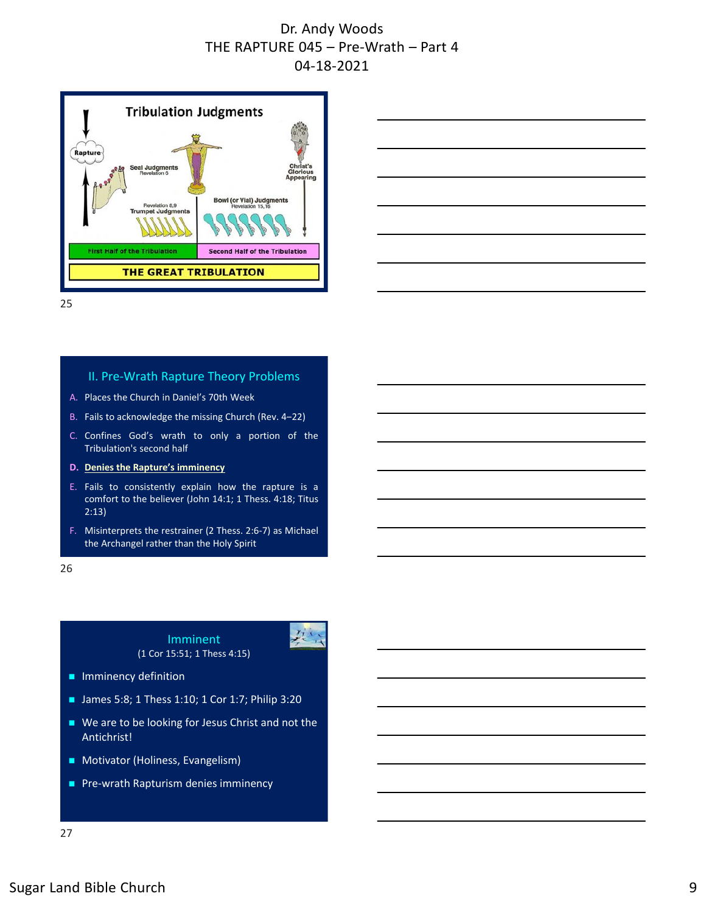# Dr. Andy Woods
## THE RAPTURE 045 – Pre-Wrath – Part 4
### 04-18-2021

**Tribulation Judgments**

- Rapture
- Seal Judgments (Revelation 6)
- Trumpet Judgments (Revelation 8,9)
- Bowl (or Vial) Judgments (Revelation 15,16)
- Christ's Glorious Appearing
- First Half of the Tribulation
- Second Half of the Tribulation
- THE GREAT TRIBULATION

25

## II. Pre-Wrath Rapture Theory Problems

A. Places the Church in Daniel's 70th Week

B. Fails to acknowledge the missing Church (Rev. 4–22)

C. Confines God's wrath to only a portion of the Tribulation's second half

D. **Denies the Rapture's imminency**

E. Fails to consistently explain how the rapture is a comfort to the believer (John 14:1; 1 Thess. 4:18; Titus 2:13)

F. Misinterprets the restrainer (2 Thess. 2:6-7) as Michael the Archangel rather than the Holy Spirit

26

## Imminent
(1 Cor 15:51; 1 Thess 4:15)

- Imminency definition
- James 5:8; 1 Thess 1:10; 1 Cor 1:7; Philip 3:20
- We are to be looking for Jesus Christ and not the Antichrist!
- Motivator (Holiness, Evangelism)
- Pre-wrath Rapturism denies imminency

27

Sugar Land Bible Church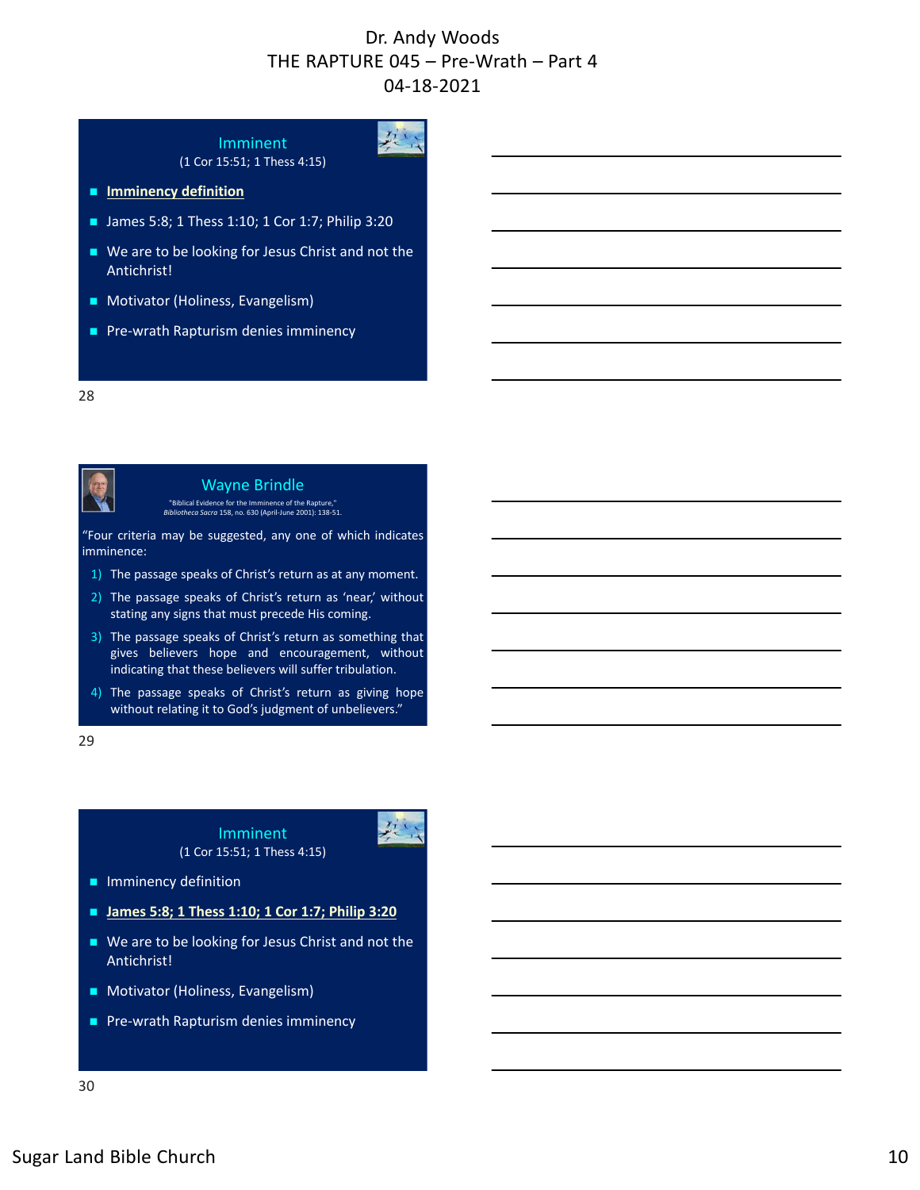## Imminent

(1 Cor 15:51; 1 Thess 4:15)

- **Imminency definition**
- James 5:8; 1 Thess 1:10; 1 Cor 1:7; Philip 3:20
- We are to be looking for Jesus Christ and not the Antichrist!
- Motivator (Holiness, Evangelism)
- Pre-wrath Rapturism denies imminency

## Wayne Brindle

"Biblical Evidence for the Imminence of the Rapture," *Bibliotheca Sacra* 158, no. 630 (April-June 2001): 138-51.

"Four criteria may be suggested, any one of which indicates imminence:

1) The passage speaks of Christ's return as at any moment.
2) The passage speaks of Christ's return as 'near,' without stating any signs that must precede His coming.
3) The passage speaks of Christ's return as something that gives believers hope and encouragement, without indicating that these believers will suffer tribulation.
4) The passage speaks of Christ's return as giving hope without relating it to God's judgment of unbelievers."

## Imminent

(1 Cor 15:51; 1 Thess 4:15)

- Imminency definition
- **James 5:8; 1 Thess 1:10; 1 Cor 1:7; Philip 3:20**
- We are to be looking for Jesus Christ and not the Antichrist!
- Motivator (Holiness, Evangelism)
- Pre-wrath Rapturism denies imminency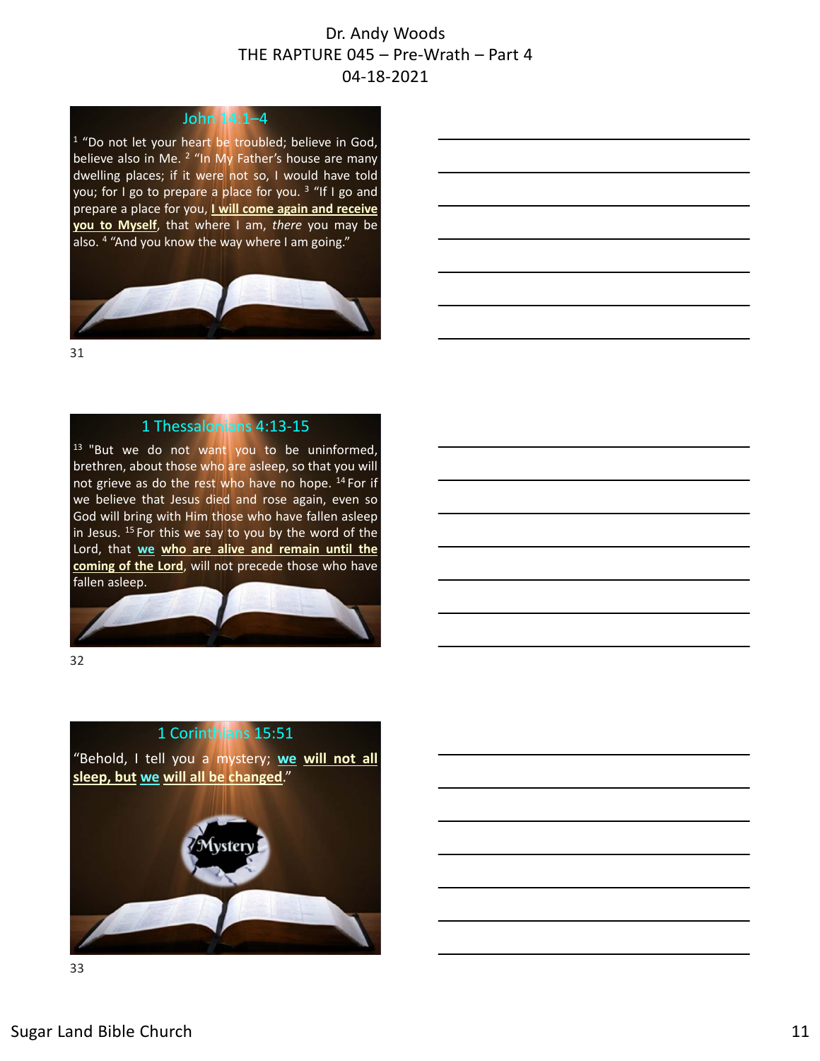## John 14:1–4

[1] "Do not let your heart be troubled; believe in God, believe also in Me. [2] "In My Father's house are many dwelling places; if it were not so, I would have told you; for I go to prepare a place for you. [3] "If I go and prepare a place for you, **I will come again and receive you to Myself**, that where I am, *there* you may be also. [4] "And you know the way where I am going."

31

## 1 Thessalonians 4:13-15

[13] "But we do not want you to be uninformed, brethren, about those who are asleep, so that you will not grieve as do the rest who have no hope. [14] For if we believe that Jesus died and rose again, even so God will bring with Him those who have fallen asleep in Jesus. [15] For this we say to you by the word of the Lord, that **we who are alive and remain until the coming of the Lord**, will not precede those who have fallen asleep.

32

## 1 Corinthians 15:51

"Behold, I tell you a mystery; **we will not all sleep, but we will all be changed**."

Mystery

33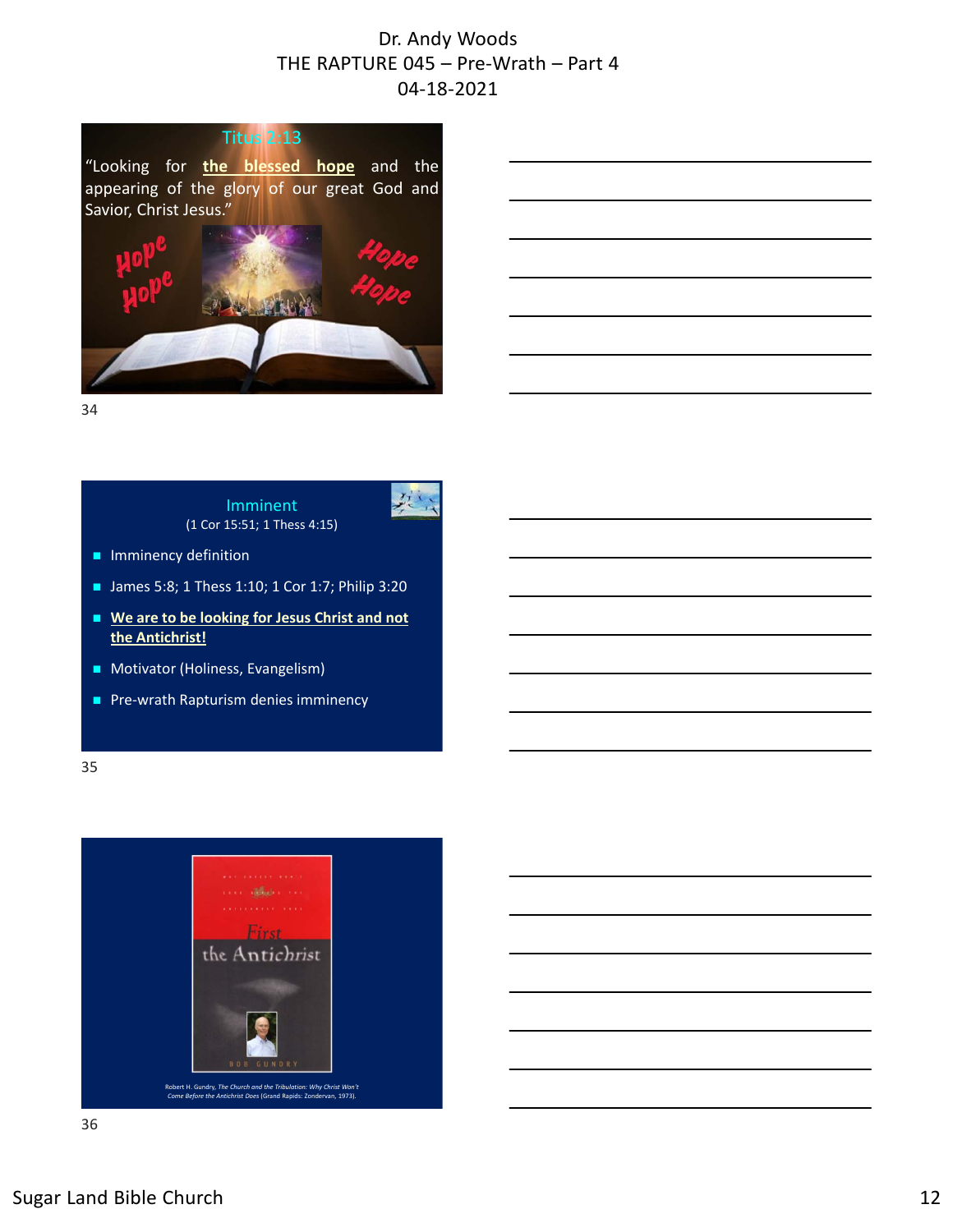Dr. Andy Woods
THE RAPTURE 045 – Pre-Wrath – Part 4
04-18-2021

## Titus 2:13

"Looking for **the blessed hope** and the appearing of the glory of our great God and Savior, Christ Jesus."

Hope Hope Hope Hope

34

## Imminent

(1 Cor 15:51; 1 Thess 4:15)

- Imminency definition
- James 5:8; 1 Thess 1:10; 1 Cor 1:7; Philip 3:20
- **We are to be looking for Jesus Christ and not the Antichrist!**
- Motivator (Holiness, Evangelism)
- Pre-wrath Rapturism denies imminency

35

First the Antichrist

Bob Gundry

Robert H. Gundry, *The Church and the Tribulation: Why Christ Won't Come Before the Antichrist Does* (Grand Rapids: Zondervan, 1973).

36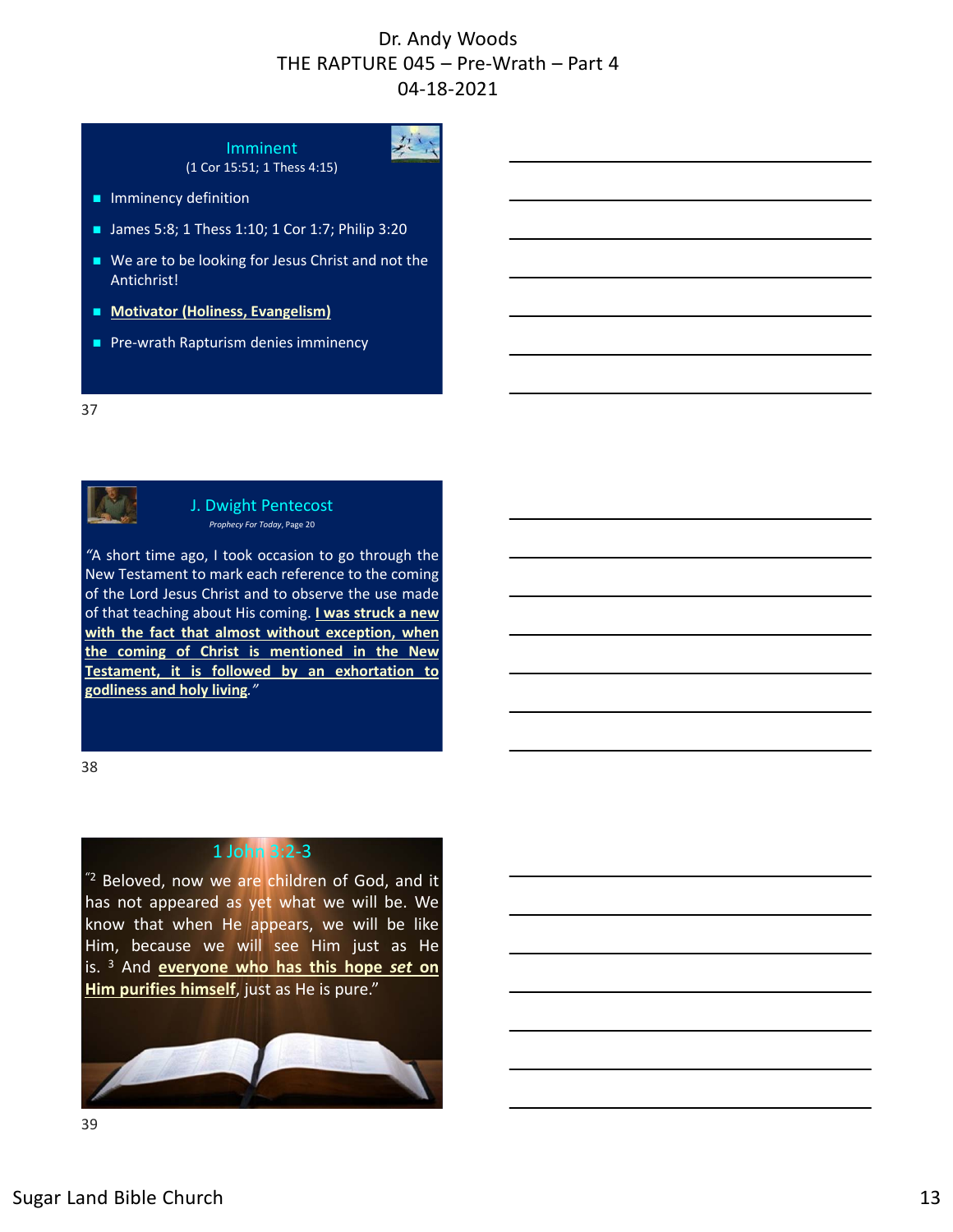# Dr. Andy Woods
## THE RAPTURE 045 – Pre-Wrath – Part 4
### 04-18-2021

## Imminent
(1 Cor 15:51; 1 Thess 4:15)

- Imminency definition
- James 5:8; 1 Thess 1:10; 1 Cor 1:7; Philip 3:20
- We are to be looking for Jesus Christ and not the Antichrist!
- **Motivator (Holiness, Evangelism)**
- Pre-wrath Rapturism denies imminency

## J. Dwight Pentecost
*Prophecy For Today*, Page 20

*"A short time ago, I took occasion to go through the New Testament to mark each reference to the coming of the Lord Jesus Christ and to observe the use made of that teaching about His coming.* ***I was struck a new with the fact that almost without exception, when the coming of Christ is mentioned in the New Testament, it is followed by an exhortation to godliness and holy living****."*

## 1 John 3:2-3

"[2] Beloved, now we are children of God, and it has not appeared as yet what we will be. We know that when He appears, we will be like Him, because we will see Him just as He is. [3] And **everyone who has this hope *set* on Him purifies himself**, just as He is pure."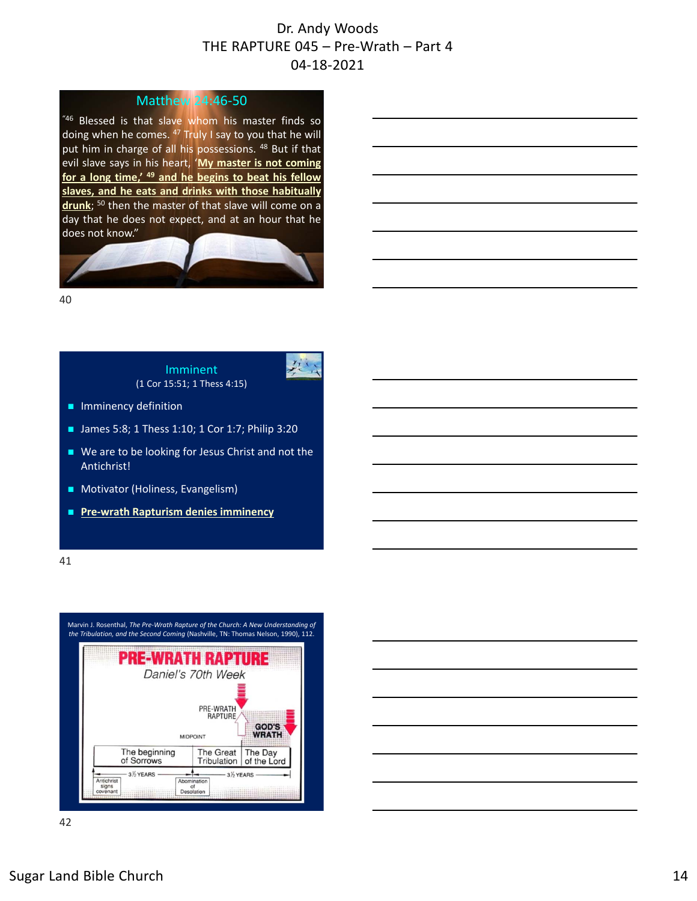## Matthew 24:46-50

"[46] Blessed is that slave whom his master finds so doing when he comes. [47] Truly I say to you that he will put him in charge of all his possessions. [48] But if that evil slave says in his heart, '**My master is not coming for a long time,' [49] and he begins to beat his fellow slaves, and he eats and drinks with those habitually drunk**; [50] then the master of that slave will come on a day that he does not expect, and at an hour that he does not know."

## Imminent

(1 Cor 15:51; 1 Thess 4:15)

- Imminency definition
- James 5:8; 1 Thess 1:10; 1 Cor 1:7; Philip 3:20
- We are to be looking for Jesus Christ and not the Antichrist!
- Motivator (Holiness, Evangelism)
- **Pre-wrath Rapturism denies imminency**

Marvin J. Rosenthal, *The Pre-Wrath Rapture of the Church: A New Understanding of the Tribulation, and the Second Coming* (Nashville, TN: Thomas Nelson, 1990), 112.

**PRE-WRATH RAPTURE**

*Daniel's 70th Week*

| The beginning of Sorrows | The Great Tribulation | The Day of the Lord |
|---|---|---|

PRE-WRATH RAPTURE — MIDPOINT — GOD'S WRATH

3½ YEARS — 3½ YEARS

Antichrist signs covenant — Abomination of Desolation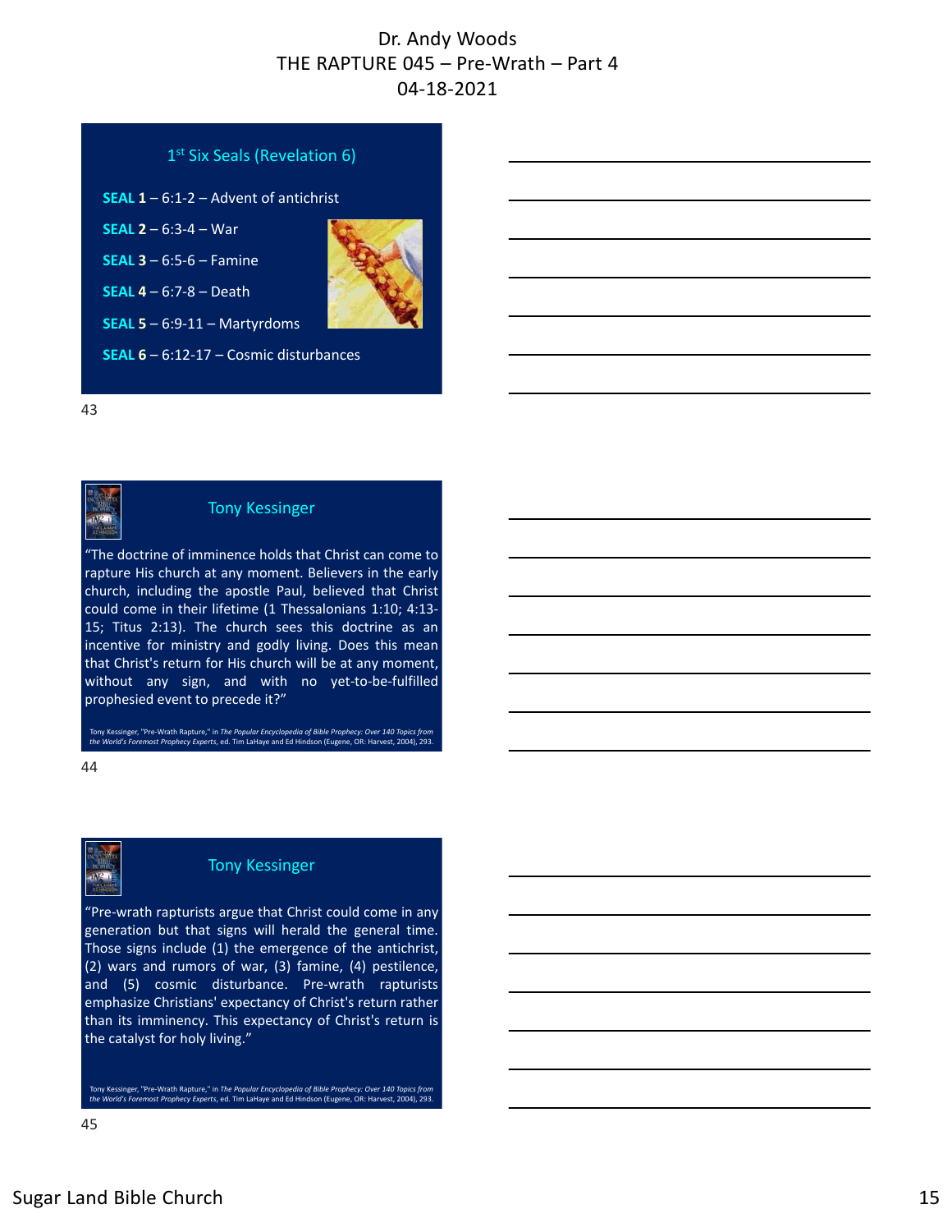## 1st Six Seals (Revelation 6)

**SEAL 1** – 6:1-2 – Advent of antichrist

**SEAL 2** – 6:3-4 – War

**SEAL 3** – 6:5-6 – Famine

**SEAL 4** – 6:7-8 – Death

**SEAL 5** – 6:9-11 – Martyrdoms

**SEAL 6** – 6:12-17 – Cosmic disturbances

43

## Tony Kessinger

"The doctrine of imminence holds that Christ can come to rapture His church at any moment. Believers in the early church, including the apostle Paul, believed that Christ could come in their lifetime (1 Thessalonians 1:10; 4:13-15; Titus 2:13). The church sees this doctrine as an incentive for ministry and godly living. Does this mean that Christ's return for His church will be at any moment, without any sign, and with no yet-to-be-fulfilled prophesied event to precede it?"

Tony Kessinger, "Pre-Wrath Rapture," in *The Popular Encyclopedia of Bible Prophecy: Over 140 Topics from the World's Foremost Prophecy Experts*, ed. Tim LaHaye and Ed Hindson (Eugene, OR: Harvest, 2004), 293.

44

## Tony Kessinger

"Pre-wrath rapturists argue that Christ could come in any generation but that signs will herald the general time. Those signs include (1) the emergence of the antichrist, (2) wars and rumors of war, (3) famine, (4) pestilence, and (5) cosmic disturbance. Pre-wrath rapturists emphasize Christians' expectancy of Christ's return rather than its imminency. This expectancy of Christ's return is the catalyst for holy living."

Tony Kessinger, "Pre-Wrath Rapture," in *The Popular Encyclopedia of Bible Prophecy: Over 140 Topics from the World's Foremost Prophecy Experts*, ed. Tim LaHaye and Ed Hindson (Eugene, OR: Harvest, 2004), 293.

45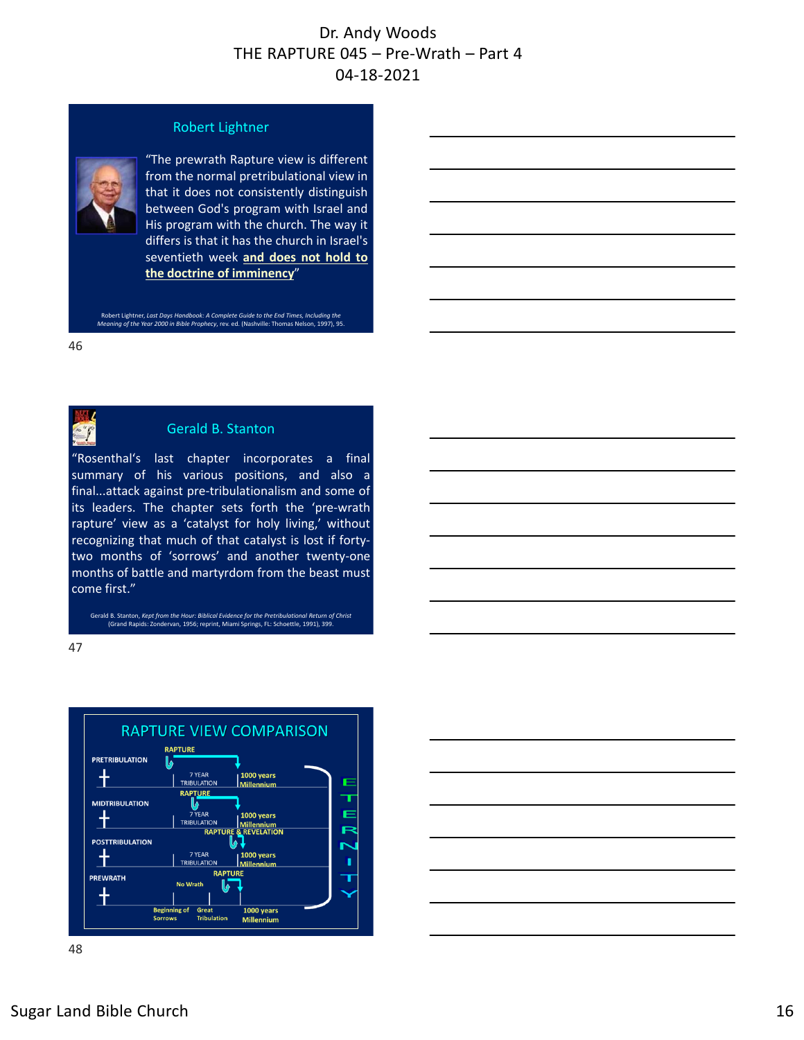## Robert Lightner

"The prewrath Rapture view is different from the normal pretribulational view in that it does not consistently distinguish between God's program with Israel and His program with the church. The way it differs is that it has the church in Israel's seventieth week **and does not hold to the doctrine of imminency**"

Robert Lightner, *Last Days Handbook: A Complete Guide to the End Times, Including the Meaning of the Year 2000 in Bible Prophecy*, rev. ed. (Nashville: Thomas Nelson, 1997), 95.

46

## Gerald B. Stanton

"Rosenthal's last chapter incorporates a final summary of his various positions, and also a final...attack against pre-tribulationalism and some of its leaders. The chapter sets forth the 'pre-wrath rapture' view as a 'catalyst for holy living,' without recognizing that much of that catalyst is lost if forty-two months of 'sorrows' and another twenty-one months of battle and martyrdom from the beast must come first."

Gerald B. Stanton, *Kept from the Hour: Biblical Evidence for the Pretribulational Return of Christ* (Grand Rapids: Zondervan, 1956; reprint, Miami Springs, FL: Schoettle, 1991), 399.

47

## RAPTURE VIEW COMPARISON

PRETRIBULATION — RAPTURE — 7 YEAR TRIBULATION — 1000 years Millennium

MIDTRIBULATION — RAPTURE — 7 YEAR TRIBULATION — 1000 years Millennium

POSTTRIBULATION — RAPTURE & REVELATION — 7 YEAR TRIBULATION — 1000 years Millennium

PREWRATH — No Wrath — RAPTURE — Beginning of Sorrows — Great Tribulation — 1000 years Millennium

ETERNITY

48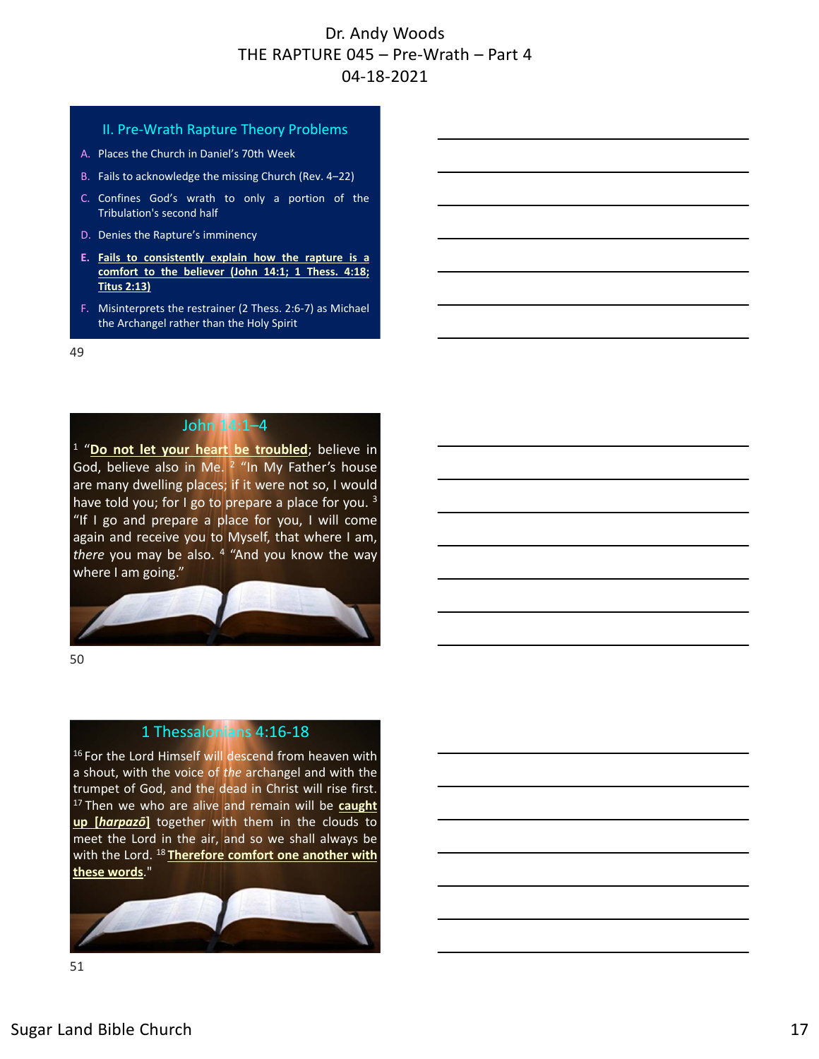Dr. Andy Woods
THE RAPTURE 045 – Pre-Wrath – Part 4
04-18-2021

## II. Pre-Wrath Rapture Theory Problems

A. Places the Church in Daniel's 70th Week
B. Fails to acknowledge the missing Church (Rev. 4–22)
C. Confines God's wrath to only a portion of the Tribulation's second half
D. Denies the Rapture's imminency
E. **Fails to consistently explain how the rapture is a comfort to the believer (John 14:1; 1 Thess. 4:18; Titus 2:13)**
F. Misinterprets the restrainer (2 Thess. 2:6-7) as Michael the Archangel rather than the Holy Spirit

## John 14:1–4

[1] "**Do not let your heart be troubled**; believe in God, believe also in Me. [2] "In My Father's house are many dwelling places; if it were not so, I would have told you; for I go to prepare a place for you. [3] "If I go and prepare a place for you, I will come again and receive you to Myself, that where I am, *there* you may be also. [4] "And you know the way where I am going."

## 1 Thessalonians 4:16-18

[16] For the Lord Himself will descend from heaven with a shout, with the voice of *the* archangel and with the trumpet of God, and the dead in Christ will rise first. [17] Then we who are alive and remain will be **caught up [*harpazō*]** together with them in the clouds to meet the Lord in the air, and so we shall always be with the Lord. [18] **Therefore comfort one another with these words**."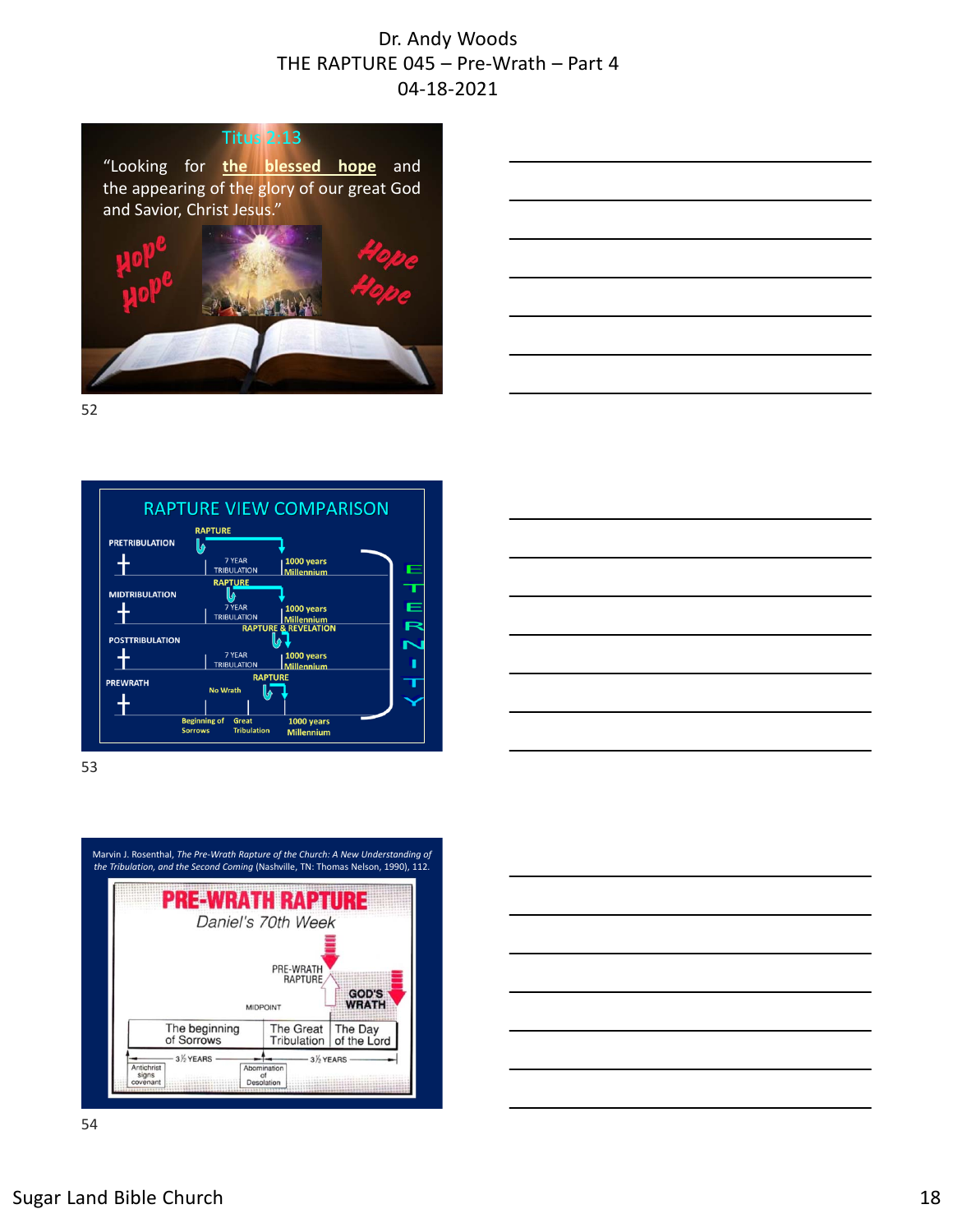Dr. Andy Woods
THE RAPTURE 045 – Pre-Wrath – Part 4
04-18-2021

Titus 2:13

"Looking for **the blessed hope** and the appearing of the glory of our great God and Savior, Christ Jesus."

Hope Hope Hope Hope

52

## RAPTURE VIEW COMPARISON

PRETRIBULATION — RAPTURE — 7 YEAR TRIBULATION — 1000 years Millennium

MIDTRIBULATION — RAPTURE — 7 YEAR TRIBULATION — 1000 years Millennium

POSTTRIBULATION — RAPTURE & REVELATION — 7 YEAR TRIBULATION — 1000 years Millennium

PREWRATH — No Wrath — RAPTURE — Beginning of Sorrows — Great Tribulation — 1000 years Millennium

ETERNITY

53

Marvin J. Rosenthal, *The Pre-Wrath Rapture of the Church: A New Understanding of the Tribulation, and the Second Coming* (Nashville, TN: Thomas Nelson, 1990), 112.

## PRE-WRATH RAPTURE

*Daniel's 70th Week*

PRE-WRATH RAPTURE

GOD'S WRATH

MIDPOINT

| The beginning of Sorrows | The Great Tribulation | The Day of the Lord |
| --- | --- | --- |

3½ YEARS — 3½ YEARS

Antichrist signs covenant — Abomination of Desolation

54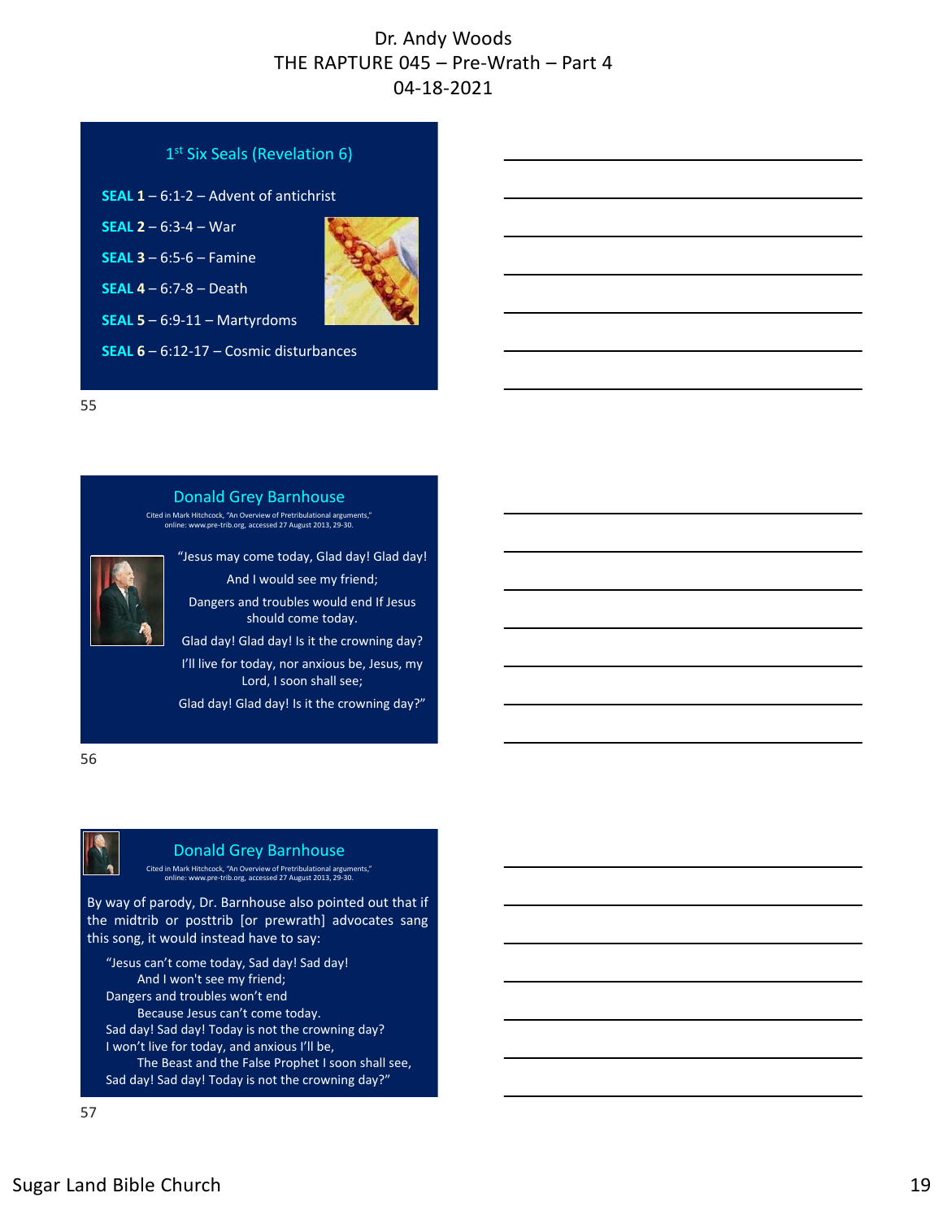# Dr. Andy Woods
# THE RAPTURE 045 – Pre-Wrath – Part 4
# 04-18-2021

## 1st Six Seals (Revelation 6)

**SEAL 1** – 6:1-2 – Advent of antichrist

**SEAL 2** – 6:3-4 – War

**SEAL 3** – 6:5-6 – Famine

**SEAL 4** – 6:7-8 – Death

**SEAL 5** – 6:9-11 – Martyrdoms

**SEAL 6** – 6:12-17 – Cosmic disturbances

55

## Donald Grey Barnhouse

Cited in Mark Hitchcock, "An Overview of Pretribulational arguments," online: www.pre-trib.org, accessed 27 August 2013, 29-30.

"Jesus may come today, Glad day! Glad day!
And I would see my friend;
Dangers and troubles would end If Jesus should come today.
Glad day! Glad day! Is it the crowning day?
I'll live for today, nor anxious be, Jesus, my Lord, I soon shall see;
Glad day! Glad day! Is it the crowning day?"

56

## Donald Grey Barnhouse

Cited in Mark Hitchcock, "An Overview of Pretribulational arguments," online: www.pre-trib.org, accessed 27 August 2013, 29-30.

By way of parody, Dr. Barnhouse also pointed out that if the midtrib or posttrib [or prewrath] advocates sang this song, it would instead have to say:

"Jesus can't come today, Sad day! Sad day!
And I won't see my friend;
Dangers and troubles won't end
Because Jesus can't come today.
Sad day! Sad day! Today is not the crowning day?
I won't live for today, and anxious I'll be,
The Beast and the False Prophet I soon shall see,
Sad day! Sad day! Today is not the crowning day?"

57

Sugar Land Bible Church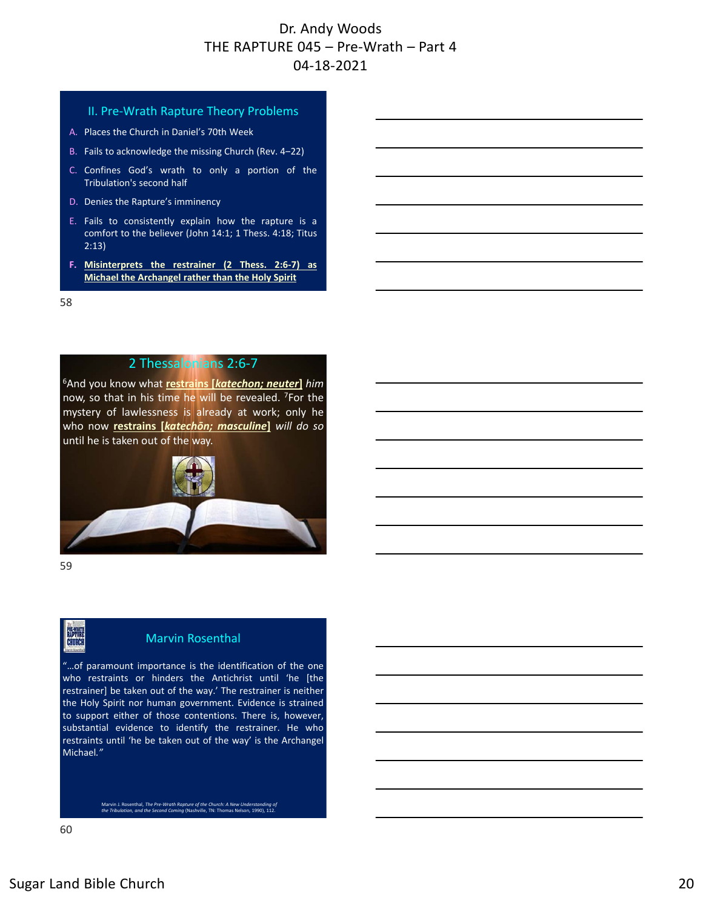Dr. Andy Woods
THE RAPTURE 045 – Pre-Wrath – Part 4
04-18-2021

## II. Pre-Wrath Rapture Theory Problems

A. Places the Church in Daniel's 70th Week
B. Fails to acknowledge the missing Church (Rev. 4–22)
C. Confines God's wrath to only a portion of the Tribulation's second half
D. Denies the Rapture's imminency
E. Fails to consistently explain how the rapture is a comfort to the believer (John 14:1; 1 Thess. 4:18; Titus 2:13)
**F. Misinterprets the restrainer (2 Thess. 2:6-7) as Michael the Archangel rather than the Holy Spirit**

## 2 Thessalonians 2:6-7

[6]And you know what **restrains [*katechon; neuter*]** *him* now, so that in his time he will be revealed. [7]For the mystery of lawlessness is already at work; only he who now **restrains [*katechōn; masculine*]** *will do so* until he is taken out of the way.

## Marvin Rosenthal

"…of paramount importance is the identification of the one who restraints or hinders the Antichrist until 'he [the restrainer] be taken out of the way.' The restrainer is neither the Holy Spirit nor human government. Evidence is strained to support either of those contentions. There is, however, substantial evidence to identify the restrainer. He who restraints until 'he be taken out of the way' is the Archangel Michael."

Marvin J. Rosenthal, *The Pre-Wrath Rapture of the Church: A New Understanding of the Tribulation, and the Second Coming* (Nashville, TN: Thomas Nelson, 1990), 112.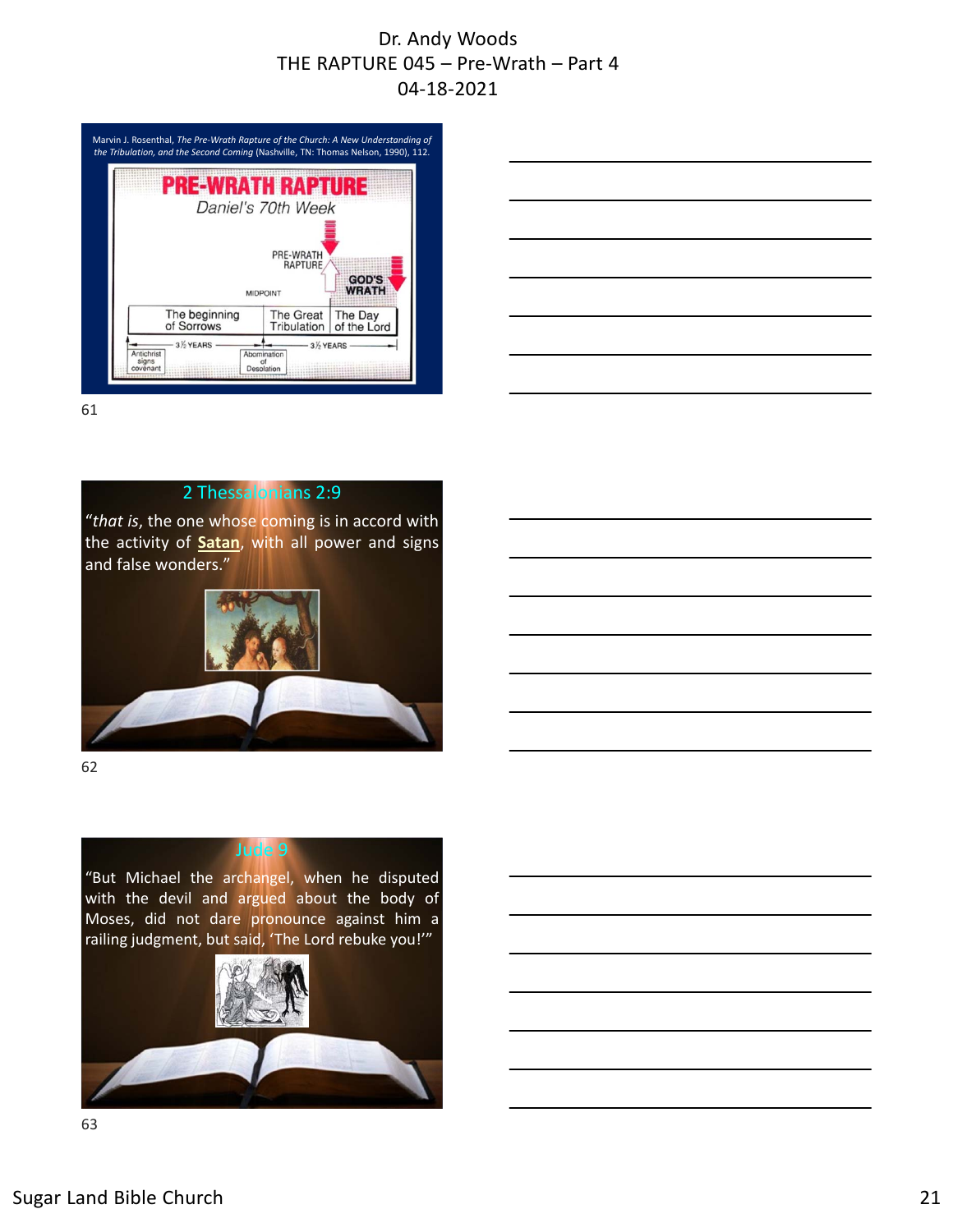Marvin J. Rosenthal, *The Pre-Wrath Rapture of the Church: A New Understanding of the Tribulation, and the Second Coming* (Nashville, TN: Thomas Nelson, 1990), 112.

**PRE-WRATH RAPTURE**

*Daniel's 70th Week*

PRE-WRATH RAPTURE

GOD'S WRATH

MIDPOINT

| The beginning of Sorrows | The Great Tribulation | The Day of the Lord |
|---|---|---|

3½ YEARS — 3½ YEARS

Antichrist signs covenant — Abomination of Desolation

61

## 2 Thessalonians 2:9

"*that is*, the one whose coming is in accord with the activity of **Satan**, with all power and signs and false wonders."

62

## Jude 9

"But Michael the archangel, when he disputed with the devil and argued about the body of Moses, did not dare pronounce against him a railing judgment, but said, 'The Lord rebuke you!'"

63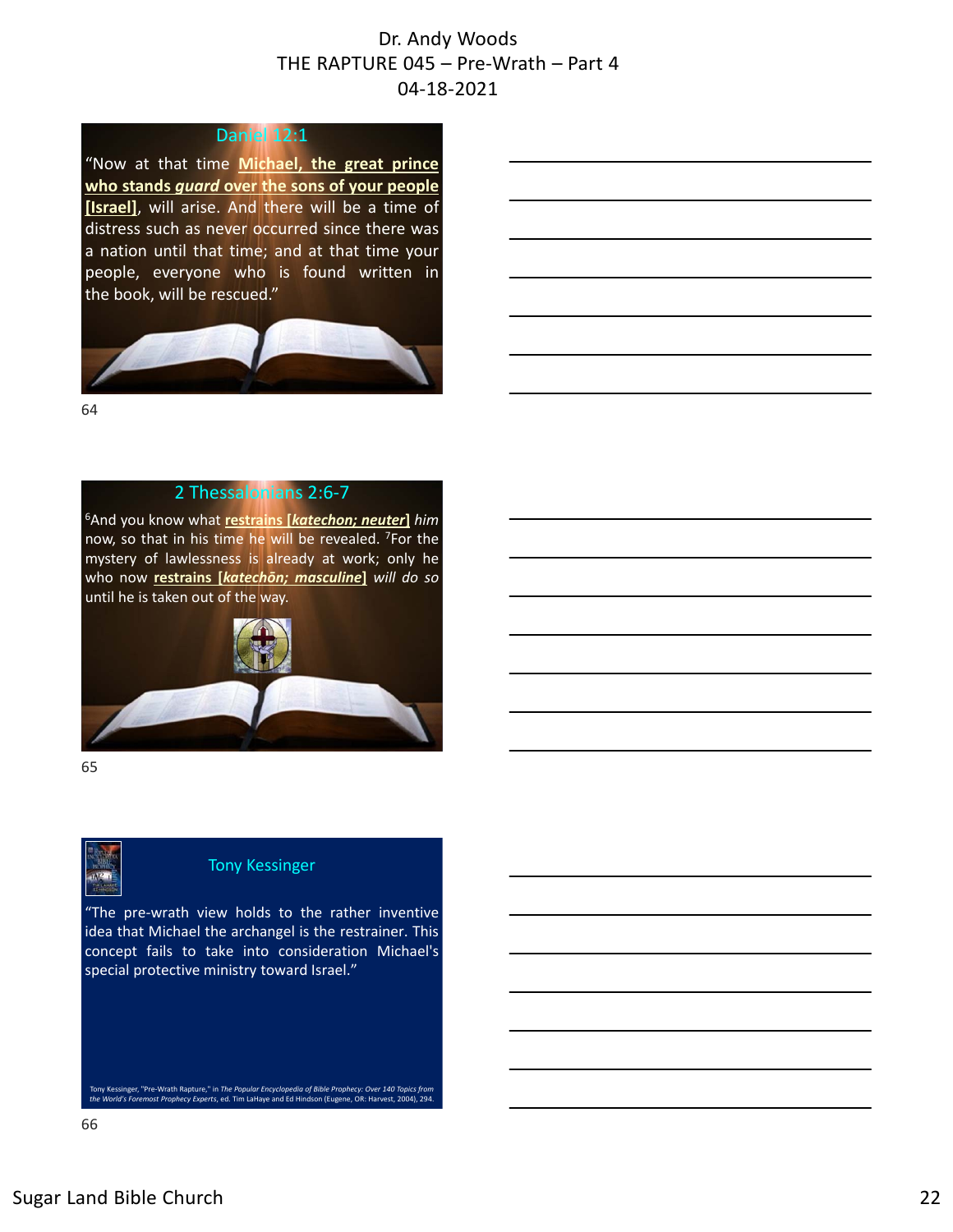Dr. Andy Woods
THE RAPTURE 045 – Pre-Wrath – Part 4
04-18-2021

## Daniel 12:1

"Now at that time **Michael, the great prince who stands *guard* over the sons of your people [Israel]**, will arise. And there will be a time of distress such as never occurred since there was a nation until that time; and at that time your people, everyone who is found written in the book, will be rescued."

64

## 2 Thessalonians 2:6-7

[6]And you know what **restrains [*katechon; neuter*]** *him* now, so that in his time he will be revealed. [7]For the mystery of lawlessness is already at work; only he who now **restrains [*katechōn; masculine*]** *will do so* until he is taken out of the way.

65

## Tony Kessinger

"The pre-wrath view holds to the rather inventive idea that Michael the archangel is the restrainer. This concept fails to take into consideration Michael's special protective ministry toward Israel."

Tony Kessinger, "Pre-Wrath Rapture," in *The Popular Encyclopedia of Bible Prophecy: Over 140 Topics from the World's Foremost Prophecy Experts*, ed. Tim LaHaye and Ed Hindson (Eugene, OR: Harvest, 2004), 294.

66

Sugar Land Bible Church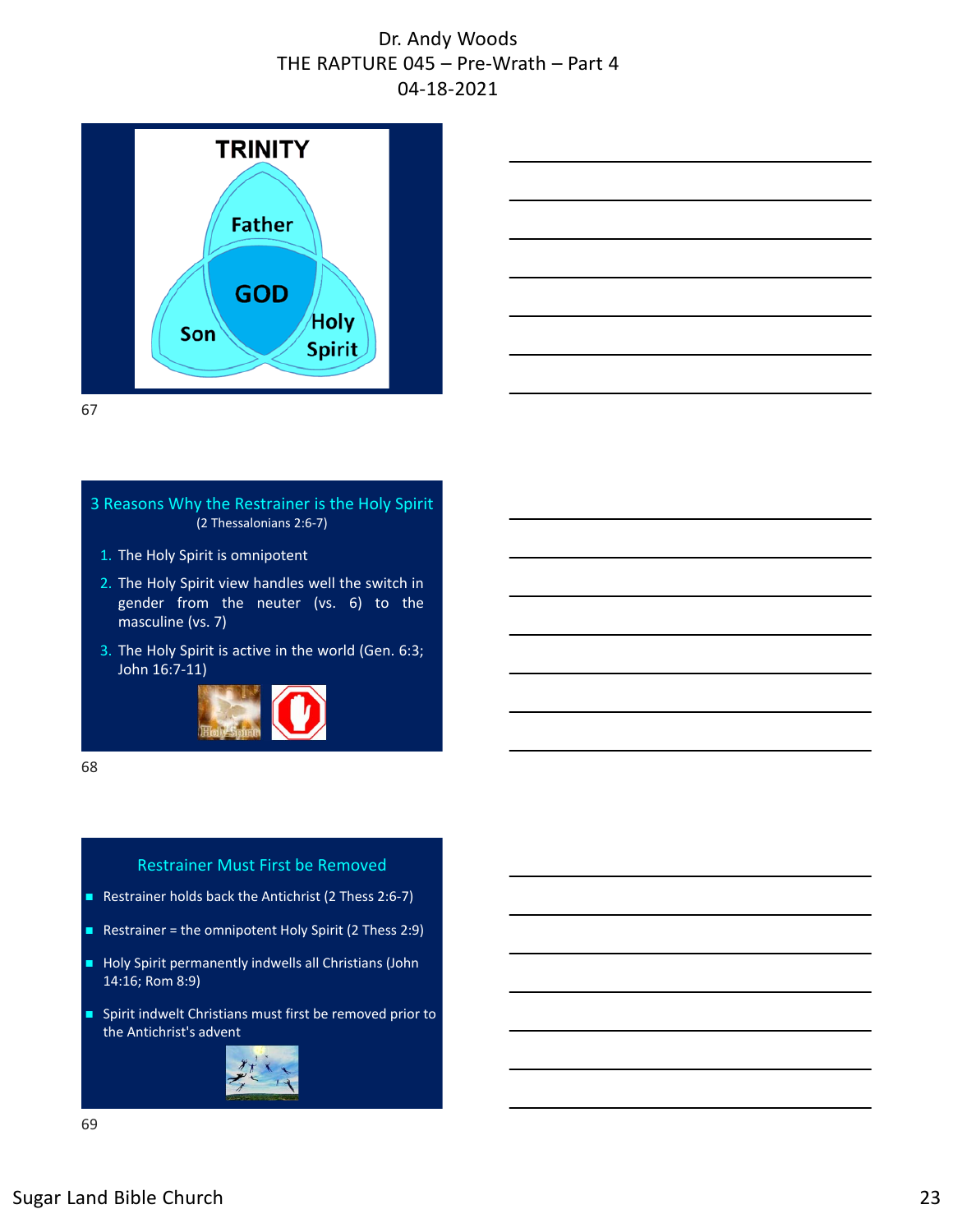## TRINITY

Father

GOD

Son

Holy Spirit

## 3 Reasons Why the Restrainer is the Holy Spirit

(2 Thessalonians 2:6-7)

1. The Holy Spirit is omnipotent
2. The Holy Spirit view handles well the switch in gender from the neuter (vs. 6) to the masculine (vs. 7)
3. The Holy Spirit is active in the world (Gen. 6:3; John 16:7-11)

## Restrainer Must First be Removed

- Restrainer holds back the Antichrist (2 Thess 2:6-7)
- Restrainer = the omnipotent Holy Spirit (2 Thess 2:9)
- Holy Spirit permanently indwells all Christians (John 14:16; Rom 8:9)
- Spirit indwelt Christians must first be removed prior to the Antichrist's advent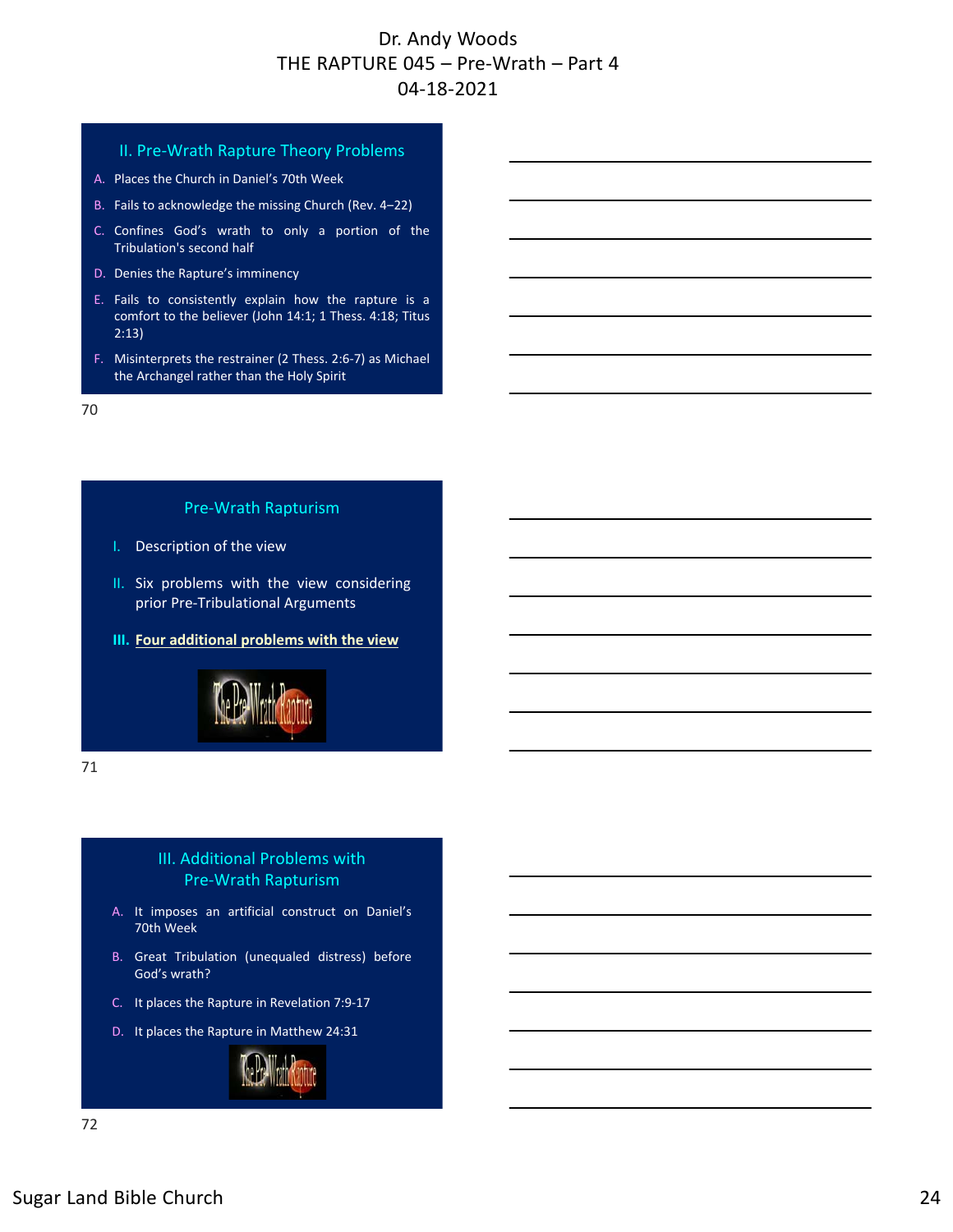## II. Pre-Wrath Rapture Theory Problems

A. Places the Church in Daniel's 70th Week
B. Fails to acknowledge the missing Church (Rev. 4–22)
C. Confines God's wrath to only a portion of the Tribulation's second half
D. Denies the Rapture's imminency
E. Fails to consistently explain how the rapture is a comfort to the believer (John 14:1; 1 Thess. 4:18; Titus 2:13)
F. Misinterprets the restrainer (2 Thess. 2:6-7) as Michael the Archangel rather than the Holy Spirit

## Pre-Wrath Rapturism

I. Description of the view
II. Six problems with the view considering prior Pre-Tribulational Arguments
III. **Four additional problems with the view**

## III. Additional Problems with Pre-Wrath Rapturism

A. It imposes an artificial construct on Daniel's 70th Week
B. Great Tribulation (unequaled distress) before God's wrath?
C. It places the Rapture in Revelation 7:9-17
D. It places the Rapture in Matthew 24:31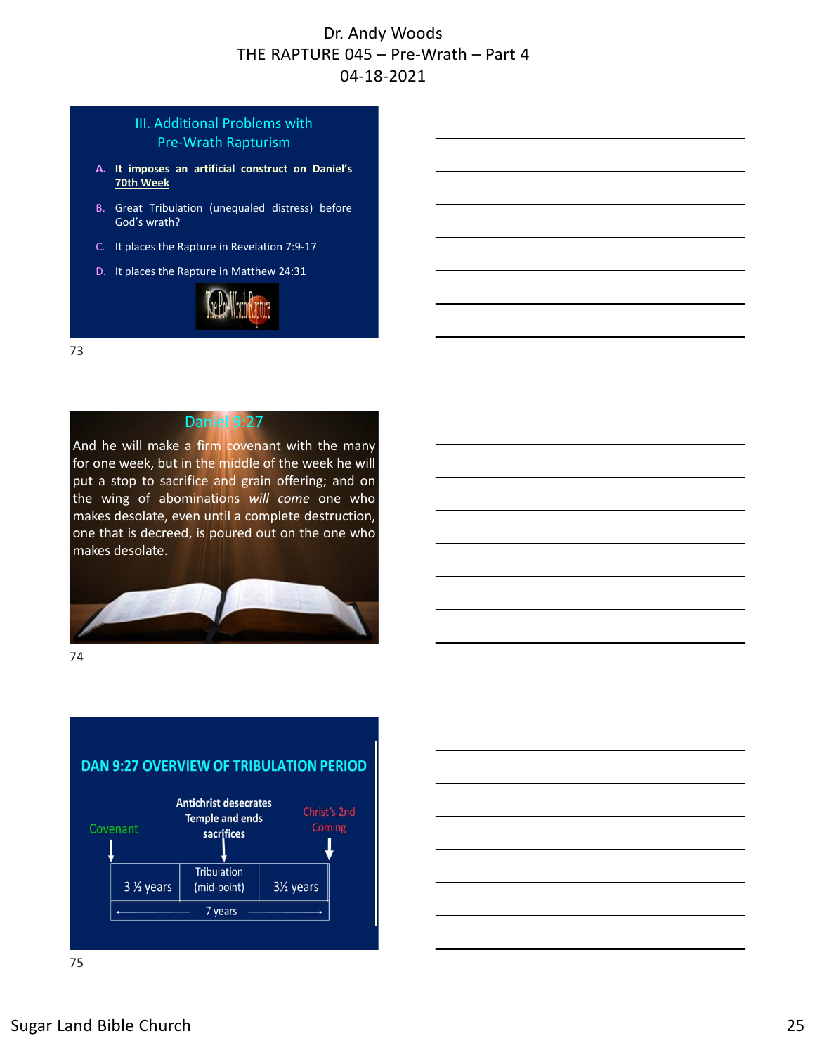# Dr. Andy Woods
## THE RAPTURE 045 – Pre-Wrath – Part 4
## 04-18-2021

### III. Additional Problems with Pre-Wrath Rapturism

A. **It imposes an artificial construct on Daniel's 70th Week**

B. Great Tribulation (unequaled distress) before God's wrath?

C. It places the Rapture in Revelation 7:9-17

D. It places the Rapture in Matthew 24:31

The Pre-Wrath Rapture

73

### Daniel 9:27

And he will make a firm covenant with the many for one week, but in the middle of the week he will put a stop to sacrifice and grain offering; and on the wing of abominations *will come* one who makes desolate, even until a complete destruction, one that is decreed, is poured out on the one who makes desolate.

74

### DAN 9:27 OVERVIEW OF TRIBULATION PERIOD

Covenant ↓ — Antichrist desecrates Temple and ends sacrifices ↓ — Christ's 2nd Coming ↓

| 3 ½ years | Tribulation (mid-point) | 3½ years |
|---|---|---|
| | 7 years | |

75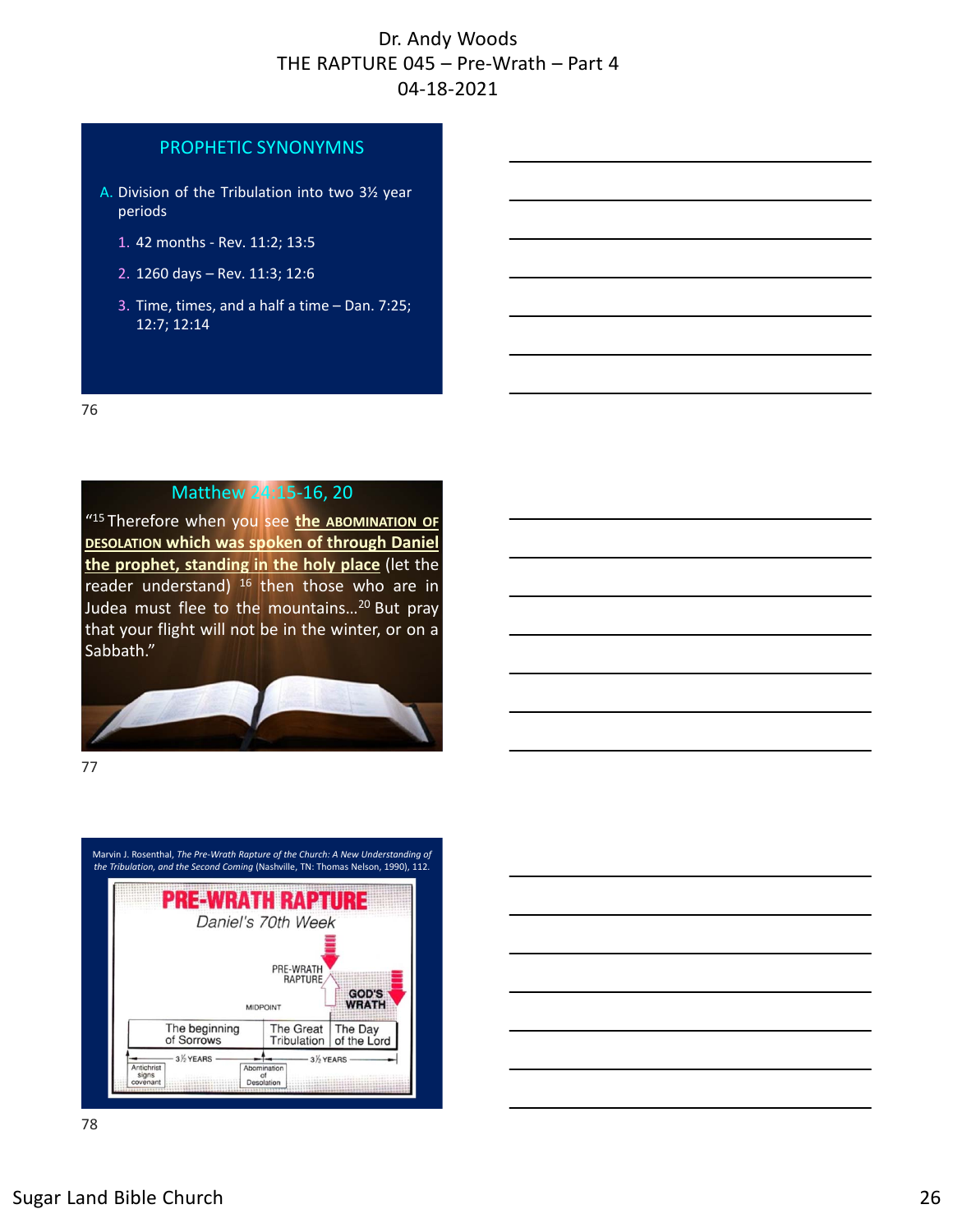# Dr. Andy Woods
# THE RAPTURE 045 – Pre-Wrath – Part 4
# 04-18-2021

## PROPHETIC SYNONYMNS

A. Division of the Tribulation into two 3½ year periods

1. 42 months - Rev. 11:2; 13:5
2. 1260 days – Rev. 11:3; 12:6
3. Time, times, and a half a time – Dan. 7:25; 12:7; 12:14

76

## Matthew 24:15-16, 20

"[15] Therefore when you see **the ABOMINATION OF DESOLATION which was spoken of through Daniel the prophet, standing in the holy place** (let the reader understand) [16] then those who are in Judea must flee to the mountains…[20] But pray that your flight will not be in the winter, or on a Sabbath."

77

Marvin J. Rosenthal, *The Pre-Wrath Rapture of the Church: A New Understanding of the Tribulation, and the Second Coming* (Nashville, TN: Thomas Nelson, 1990), 112.

**PRE-WRATH RAPTURE**

*Daniel's 70th Week*

PRE-WRATH RAPTURE

GOD'S WRATH

MIDPOINT

| The beginning of Sorrows | The Great Tribulation | The Day of the Lord |
|---|---|---|

3½ YEARS — 3½ YEARS

Antichrist signs covenant — Abomination of Desolation

78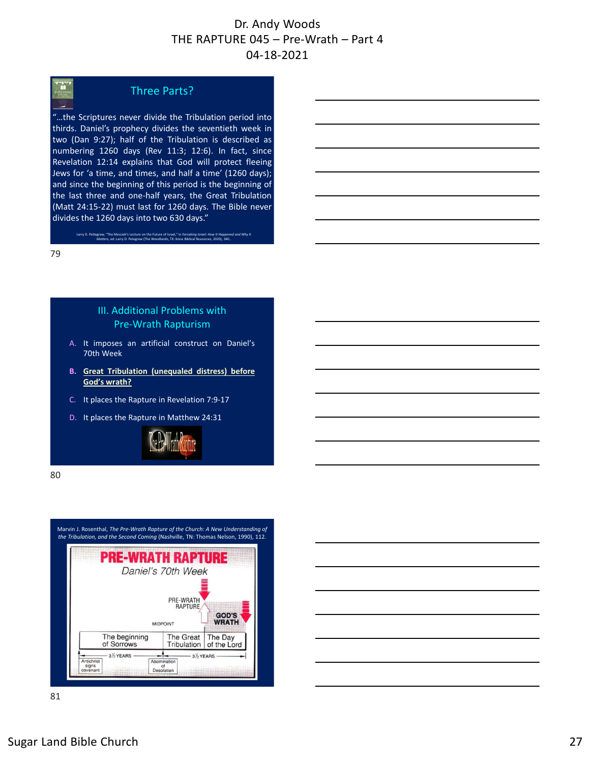## Three Parts?

"…the Scriptures never divide the Tribulation period into thirds. Daniel's prophecy divides the seventieth week in two (Dan 9:27); half of the Tribulation is described as numbering 1260 days (Rev 11:3; 12:6). In fact, since Revelation 12:14 explains that God will protect fleeing Jews for 'a time, and times, and half a time' (1260 days); and since the beginning of this period is the beginning of the last three and one-half years, the Great Tribulation (Matt 24:15-22) must last for 1260 days. The Bible never divides the 1260 days into two 630 days."

Larry D. Pettegrew, "The Messiah's Lecture on the Future of Israel," in *Forsaking Israel: How It Happened and Why It Matters*, ed. Larry D. Petegrew (The Woodlands, TX: Kress Biblical Resources, 2020), 340.

## III. Additional Problems with Pre-Wrath Rapturism

A. It imposes an artificial construct on Daniel's 70th Week

B. **Great Tribulation (unequaled distress) before God's wrath?**

C. It places the Rapture in Revelation 7:9-17

D. It places the Rapture in Matthew 24:31

Marvin J. Rosenthal, *The Pre-Wrath Rapture of the Church: A New Understanding of the Tribulation, and the Second Coming* (Nashville, TN: Thomas Nelson, 1990), 112.

**PRE-WRATH RAPTURE**

*Daniel's 70th Week*

PRE-WRATH RAPTURE — GOD'S WRATH — MIDPOINT

| The beginning of Sorrows | The Great Tribulation | The Day of the Lord |
|---|---|---|
| 3½ YEARS | 3½ YEARS | |

Antichrist signs covenant — Abomination of Desolation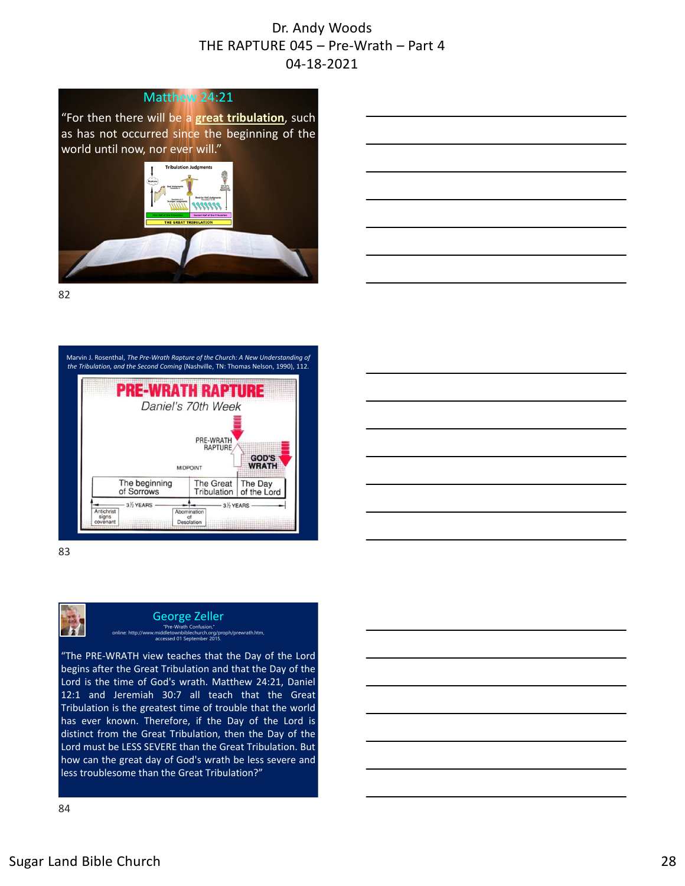Dr. Andy Woods
THE RAPTURE 045 – Pre-Wrath – Part 4
04-18-2021

## Matthew 24:21

"For then there will be a **great tribulation**, such as has not occurred since the beginning of the world until now, nor ever will."

Tribulation Judgments

THE GREAT TRIBULATION

82

Marvin J. Rosenthal, *The Pre-Wrath Rapture of the Church: A New Understanding of the Tribulation, and the Second Coming* (Nashville, TN: Thomas Nelson, 1990), 112.

**PRE-WRATH RAPTURE**

*Daniel's 70th Week*

PRE-WRATH RAPTURE

GOD'S WRATH

MIDPOINT

| The beginning of Sorrows | The Great Tribulation | The Day of the Lord |
|---|---|---|

3½ YEARS — 3½ YEARS

Antichrist signs covenant — Abomination of Desolation

83

## George Zeller

"Pre-Wrath Confusion," online: http://www.middletownbiblechurch.org/proph/prewrath.htm, accessed 01 September 2015.

"The PRE-WRATH view teaches that the Day of the Lord begins after the Great Tribulation and that the Day of the Lord is the time of God's wrath. Matthew 24:21, Daniel 12:1 and Jeremiah 30:7 all teach that the Great Tribulation is the greatest time of trouble that the world has ever known. Therefore, if the Day of the Lord is distinct from the Great Tribulation, then the Day of the Lord must be LESS SEVERE than the Great Tribulation. But how can the great day of God's wrath be less severe and less troublesome than the Great Tribulation?"

84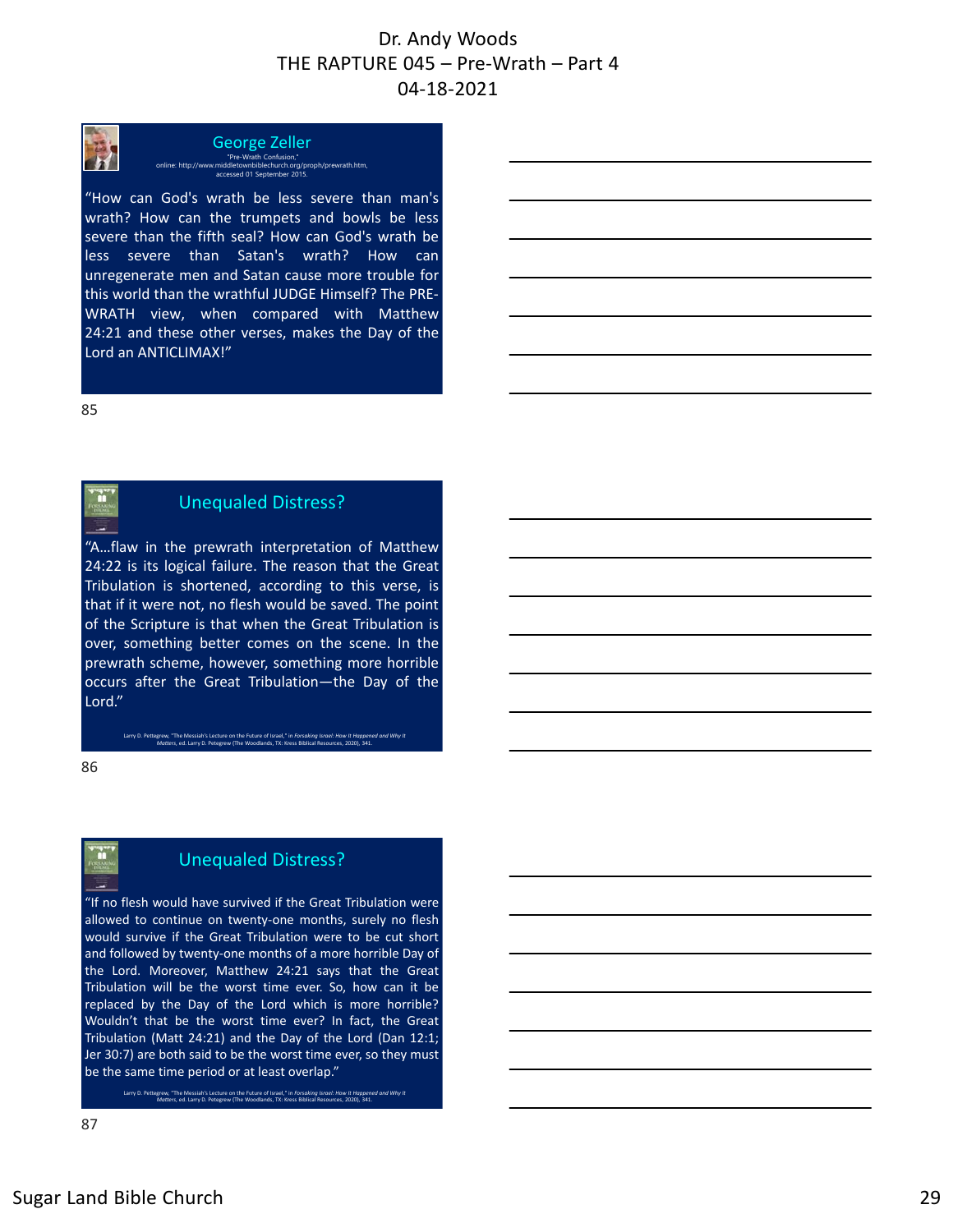Dr. Andy Woods
THE RAPTURE 045 – Pre-Wrath – Part 4
04-18-2021

## George Zeller

"Pre-Wrath Confusion," online: http://www.middletownbiblechurch.org/proph/prewrath.htm, accessed 01 September 2015.

"How can God's wrath be less severe than man's wrath? How can the trumpets and bowls be less severe than the fifth seal? How can God's wrath be less severe than Satan's wrath? How can unregenerate men and Satan cause more trouble for this world than the wrathful JUDGE Himself? The PRE-WRATH view, when compared with Matthew 24:21 and these other verses, makes the Day of the Lord an ANTICLIMAX!"

85

## Unequaled Distress?

"A…flaw in the prewrath interpretation of Matthew 24:22 is its logical failure. The reason that the Great Tribulation is shortened, according to this verse, is that if it were not, no flesh would be saved. The point of the Scripture is that when the Great Tribulation is over, something better comes on the scene. In the prewrath scheme, however, something more horrible occurs after the Great Tribulation—the Day of the Lord."

Larry D. Pettegrew, "The Messiah's Lecture on the Future of Israel," in *Forsaking Israel: How It Happened and Why It Matters*, ed. Larry D. Petegrew (The Woodlands, TX: Kress Biblical Resources, 2020), 341.

86

## Unequaled Distress?

"If no flesh would have survived if the Great Tribulation were allowed to continue on twenty-one months, surely no flesh would survive if the Great Tribulation were to be cut short and followed by twenty-one months of a more horrible Day of the Lord. Moreover, Matthew 24:21 says that the Great Tribulation will be the worst time ever. So, how can it be replaced by the Day of the Lord which is more horrible? Wouldn't that be the worst time ever? In fact, the Great Tribulation (Matt 24:21) and the Day of the Lord (Dan 12:1; Jer 30:7) are both said to be the worst time ever, so they must be the same time period or at least overlap."

Larry D. Pettegrew, "The Messiah's Lecture on the Future of Israel," in *Forsaking Israel: How It Happened and Why It Matters*, ed. Larry D. Petegrew (The Woodlands, TX: Kress Biblical Resources, 2020), 341.

87

Sugar Land Bible Church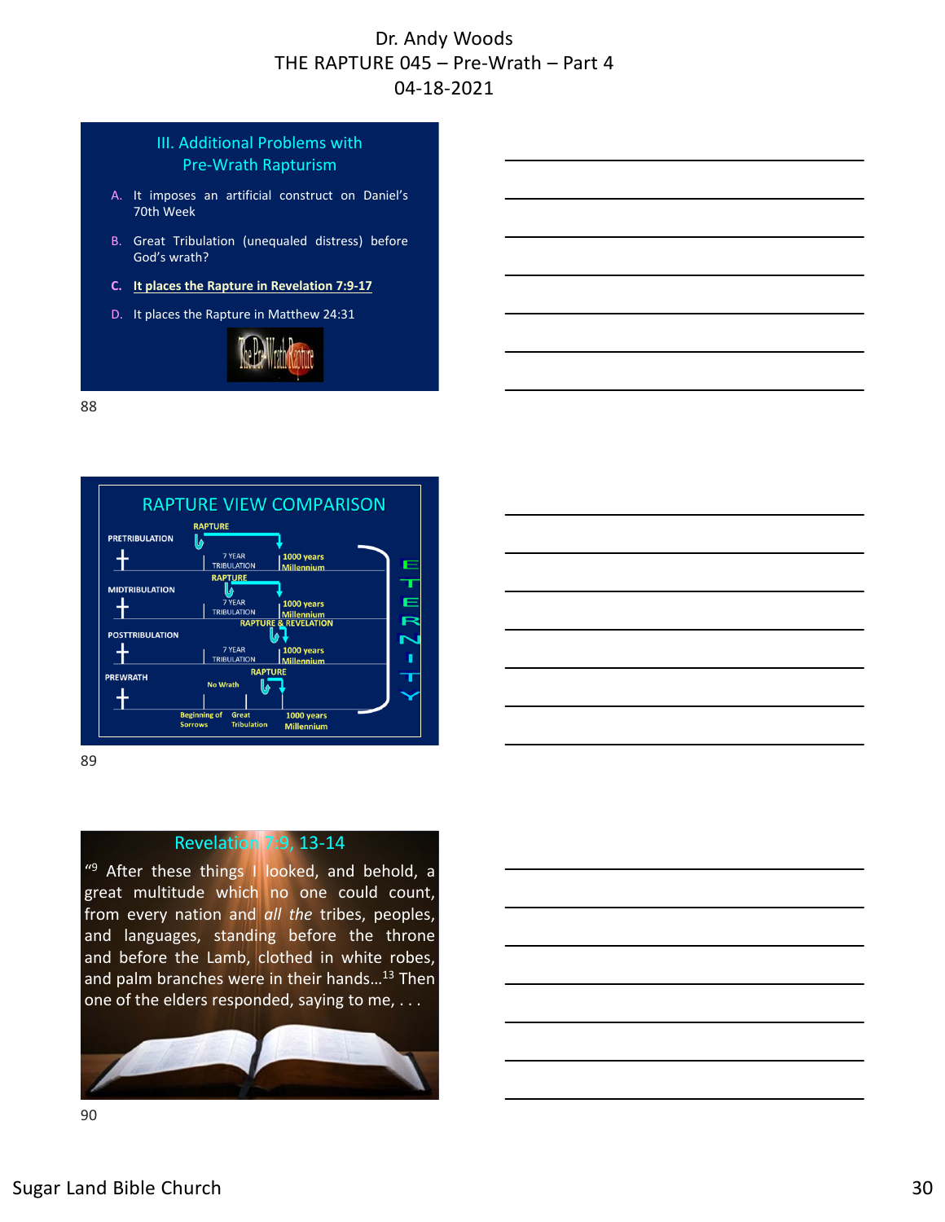Dr. Andy Woods
THE RAPTURE 045 – Pre-Wrath – Part 4
04-18-2021

## III. Additional Problems with Pre-Wrath Rapturism

A. It imposes an artificial construct on Daniel's 70th Week

B. Great Tribulation (unequaled distress) before God's wrath?

C. **It places the Rapture in Revelation 7:9-17**

D. It places the Rapture in Matthew 24:31

88

## RAPTURE VIEW COMPARISON

PRETRIBULATION — RAPTURE — 7 YEAR TRIBULATION — 1000 years Millennium

MIDTRIBULATION — RAPTURE — 7 YEAR TRIBULATION — 1000 years Millennium

POSTTRIBULATION — RAPTURE & REVELATION — 7 YEAR TRIBULATION — 1000 years Millennium

PREWRATH — No Wrath — RAPTURE — Beginning of Sorrows — Great Tribulation — 1000 years Millennium

ETERNITY

89

## Revelation 7:9, 13-14

"[9] After these things I looked, and behold, a great multitude which no one could count, from every nation and *all the* tribes, peoples, and languages, standing before the throne and before the Lamb, clothed in white robes, and palm branches were in their hands…[13] Then one of the elders responded, saying to me, . . .

90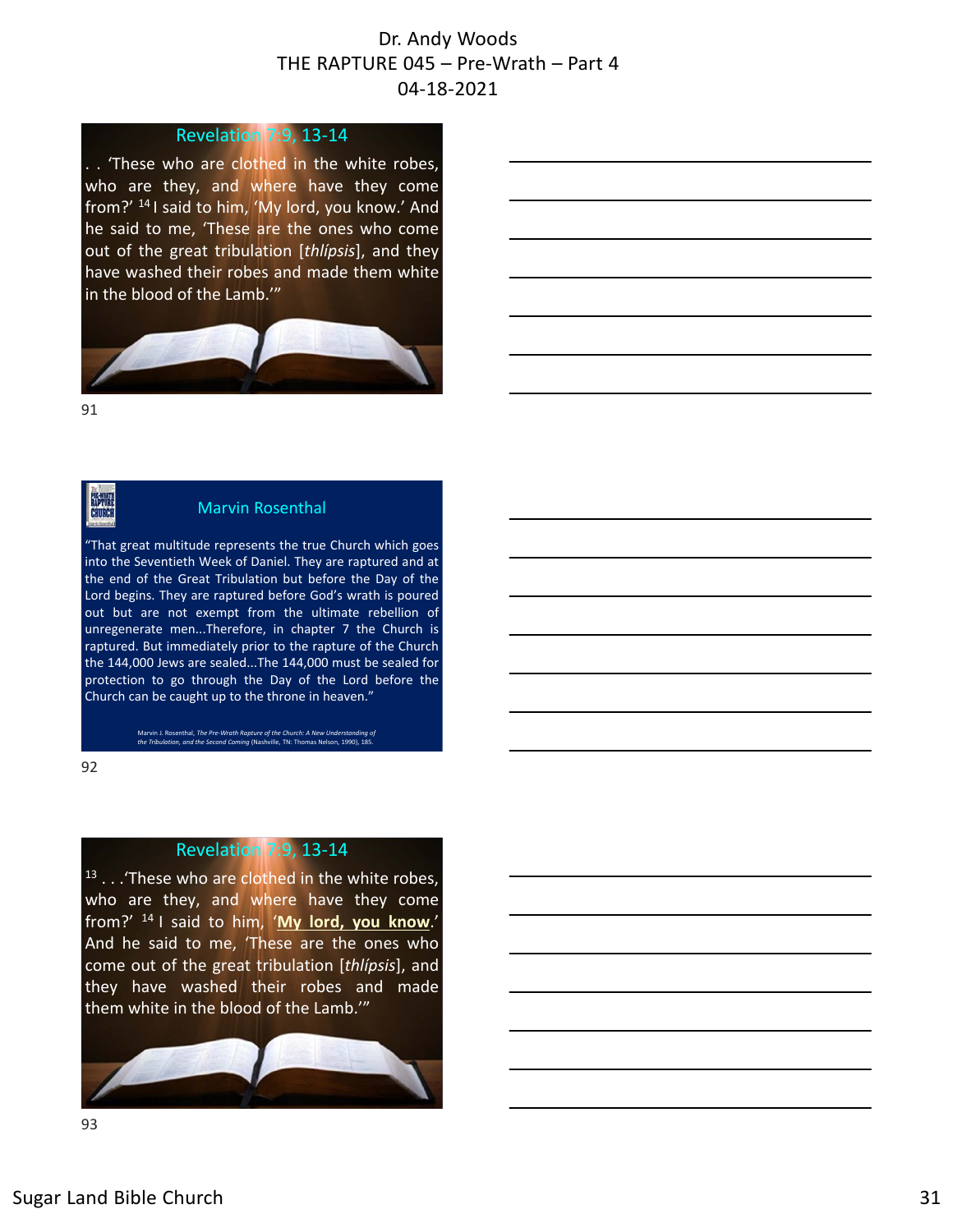Dr. Andy Woods
THE RAPTURE 045 – Pre-Wrath – Part 4
04-18-2021

## Revelation 7:9, 13-14

. . 'These who are clothed in the white robes, who are they, and where have they come from?' [14] I said to him, 'My lord, you know.' And he said to me, 'These are the ones who come out of the great tribulation [*thlípsis*], and they have washed their robes and made them white in the blood of the Lamb.'"

## Marvin Rosenthal

"That great multitude represents the true Church which goes into the Seventieth Week of Daniel. They are raptured and at the end of the Great Tribulation but before the Day of the Lord begins. They are raptured before God's wrath is poured out but are not exempt from the ultimate rebellion of unregenerate men...Therefore, in chapter 7 the Church is raptured. But immediately prior to the rapture of the Church the 144,000 Jews are sealed...The 144,000 must be sealed for protection to go through the Day of the Lord before the Church can be caught up to the throne in heaven."

Marvin J. Rosenthal, *The Pre-Wrath Rapture of the Church: A New Understanding of the Tribulation, and the Second Coming* (Nashville, TN: Thomas Nelson, 1990), 185.

## Revelation 7:9, 13-14

[13] . . .'These who are clothed in the white robes, who are they, and where have they come from?' [14] I said to him, '**<u>My lord, you know</u>**.' And he said to me, 'These are the ones who come out of the great tribulation [*thlípsis*], and they have washed their robes and made them white in the blood of the Lamb.'"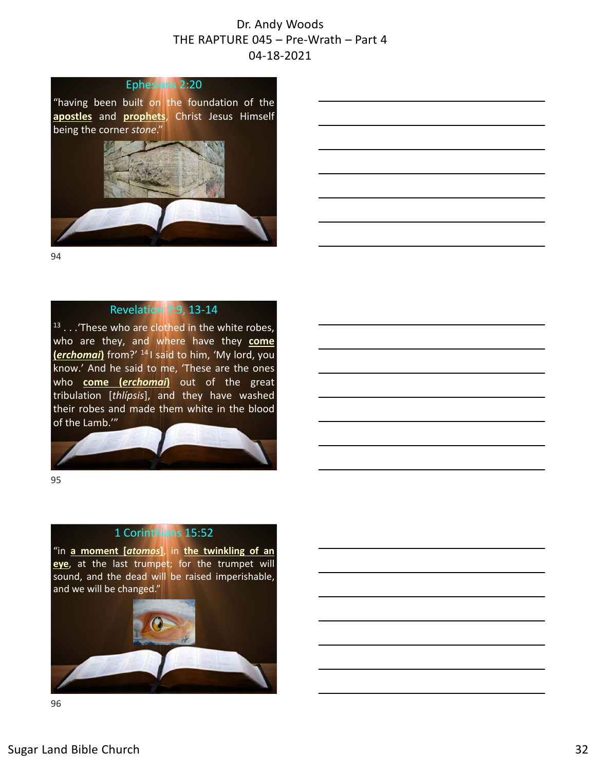## Ephesians 2:20

"having been built on the foundation of the **apostles** and **prophets**, Christ Jesus Himself being the corner *stone*."

## Revelation 7:9, 13-14

13 . . .'These who are clothed in the white robes, who are they, and where have they **come (*erchomai*)** from?' 14 I said to him, 'My lord, you know.' And he said to me, 'These are the ones who **come (*erchomai*)** out of the great tribulation [*thlípsis*], and they have washed their robes and made them white in the blood of the Lamb.'"

## 1 Corinthians 15:52

"in **a moment [*atomos*]**, in **the twinkling of an eye**, at the last trumpet; for the trumpet will sound, and the dead will be raised imperishable, and we will be changed."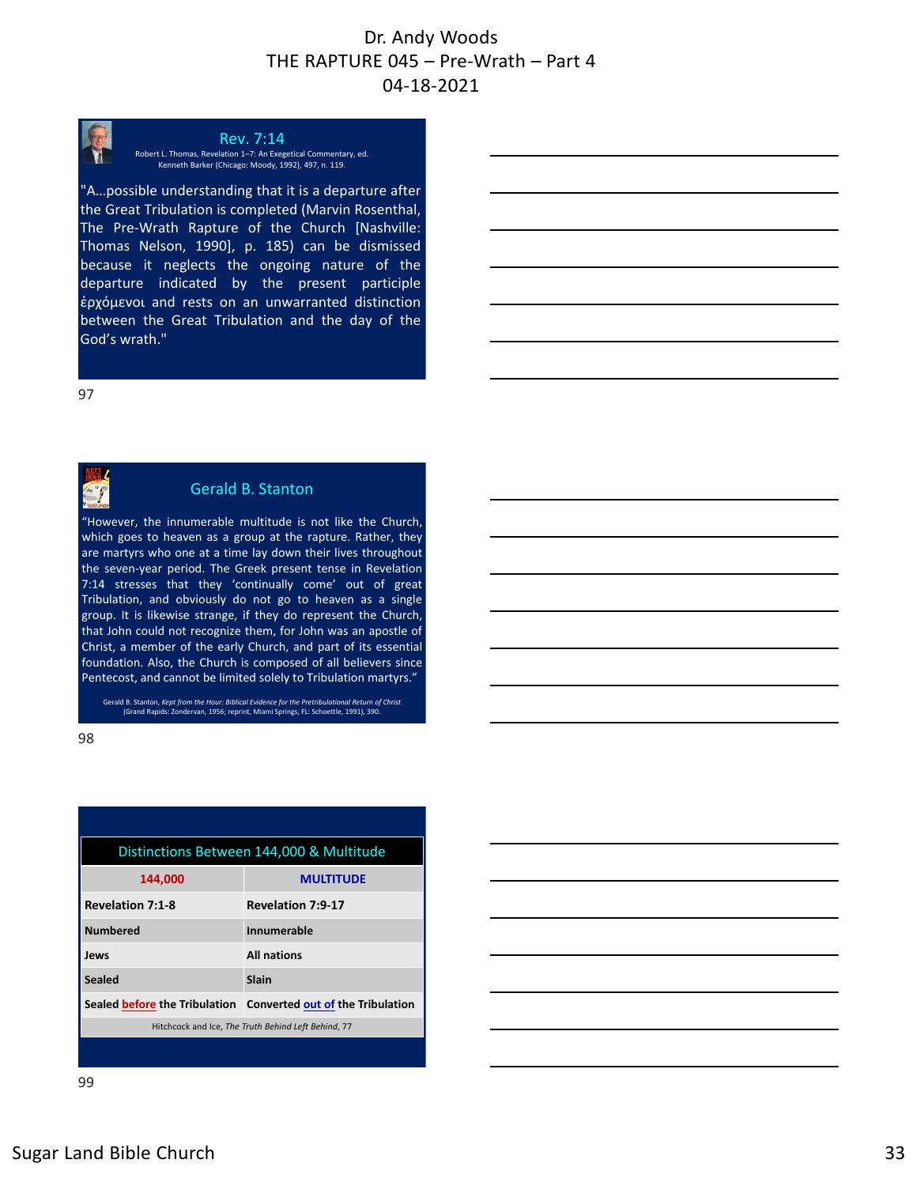## Rev. 7:14

Robert L. Thomas, Revelation 1–7: An Exegetical Commentary, ed. Kenneth Barker (Chicago: Moody, 1992), 497, n. 119.

"A…possible understanding that it is a departure after the Great Tribulation is completed (Marvin Rosenthal, The Pre-Wrath Rapture of the Church [Nashville: Thomas Nelson, 1990], p. 185) can be dismissed because it neglects the ongoing nature of the departure indicated by the present participle ἐρχόμενοι and rests on an unwarranted distinction between the Great Tribulation and the day of the God's wrath."

## Gerald B. Stanton

"However, the innumerable multitude is not like the Church, which goes to heaven as a group at the rapture. Rather, they are martyrs who one at a time lay down their lives throughout the seven-year period. The Greek present tense in Revelation 7:14 stresses that they 'continually come' out of great Tribulation, and obviously do not go to heaven as a single group. It is likewise strange, if they do represent the Church, that John could not recognize them, for John was an apostle of Christ, a member of the early Church, and part of its essential foundation. Also, the Church is composed of all believers since Pentecost, and cannot be limited solely to Tribulation martyrs."

Gerald B. Stanton, *Kept from the Hour: Biblical Evidence for the Pretribulational Return of Christ* (Grand Rapids: Zondervan, 1956; reprint, Miami Springs, FL: Schoettle, 1991), 390.

## Distinctions Between 144,000 & Multitude

| 144,000 | MULTITUDE |
|---|---|
| **Revelation 7:1-8** | **Revelation 7:9-17** |
| **Numbered** | **Innumerable** |
| **Jews** | **All nations** |
| **Sealed** | **Slain** |
| **Sealed before the Tribulation** | **Converted out of the Tribulation** |

Hitchcock and Ice, *The Truth Behind Left Behind*, 77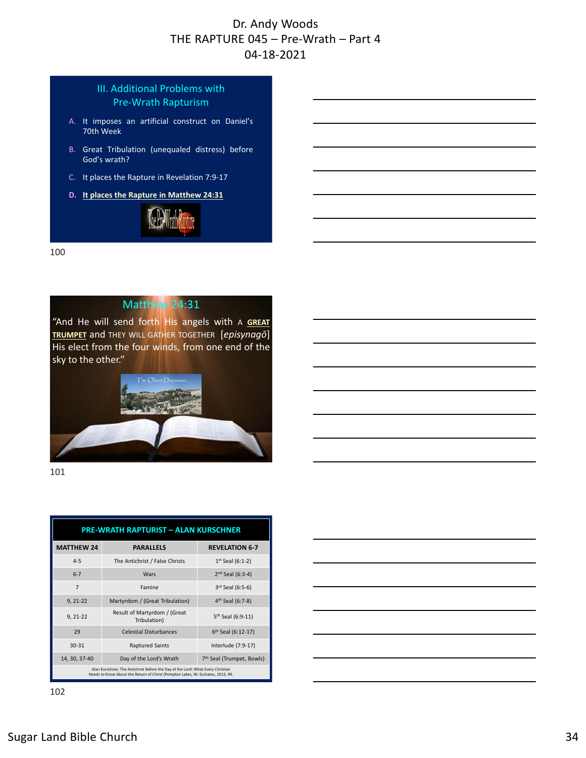## III. Additional Problems with Pre-Wrath Rapturism

A. It imposes an artificial construct on Daniel's 70th Week

B. Great Tribulation (unequaled distress) before God's wrath?

C. It places the Rapture in Revelation 7:9-17

D. **It places the Rapture in Matthew 24:31**

100

## Matthew 24:31

"And He will send forth His angels with A **GREAT TRUMPET** and THEY WILL GATHER TOGETHER [*episynagō*] His elect from the four winds, from one end of the sky to the other."

101

| PRE-WRATH RAPTURIST – ALAN KURSCHNER | | |
|---|---|---|
| MATTHEW 24 | PARALLELS | REVELATION 6-7 |
| 4-5 | The Antichrist / False Christs | 1st Seal (6:1-2) |
| 6-7 | Wars | 2nd Seal (6:3-4) |
| 7 | Famine | 3rd Seal (6:5-6) |
| 9, 21-22 | Martyrdom / (Great Tribulation) | 4th Seal (6:7-8) |
| 9, 21-22 | Result of Martyrdom / (Great Tribulation) | 5th Seal (6:9-11) |
| 29 | Celestial Disturbances | 6th Seal (6:12-17) |
| 30-31 | Raptured Saints | Interlude (7:9-17) |
| 14, 30, 37-40 | Day of the Lord's Wrath | 7th Seal (Trumpet, Bowls) |

Alan Kurschner, The Antichrist Before the Day of the Lord: What Every Christian Needs to Know About the Return of Christ (Pompton Lakes, NJ: Eschatos, 2013), 99.

102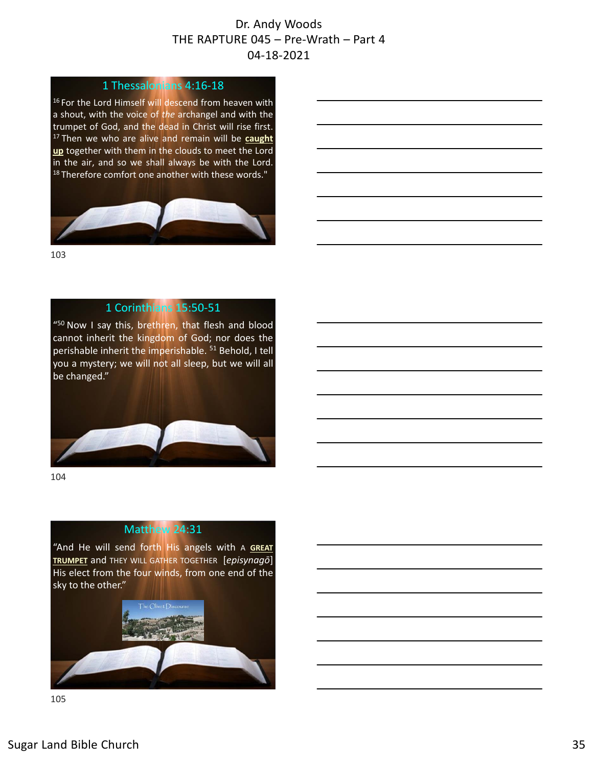Dr. Andy Woods
THE RAPTURE 045 – Pre-Wrath – Part 4
04-18-2021

## 1 Thessalonians 4:16-18

[16] For the Lord Himself will descend from heaven with a shout, with the voice of *the* archangel and with the trumpet of God, and the dead in Christ will rise first. [17] Then we who are alive and remain will be **caught up** together with them in the clouds to meet the Lord in the air, and so we shall always be with the Lord. [18] Therefore comfort one another with these words."

103

## 1 Corinthians 15:50-51

"[50] Now I say this, brethren, that flesh and blood cannot inherit the kingdom of God; nor does the perishable inherit the imperishable. [51] Behold, I tell you a mystery; we will not all sleep, but we will all be changed."

104

## Matthew 24:31

"And He will send forth His angels with A **GREAT TRUMPET** and THEY WILL GATHER TOGETHER [*episynagō*] His elect from the four winds, from one end of the sky to the other."

The Olivet Discourse

105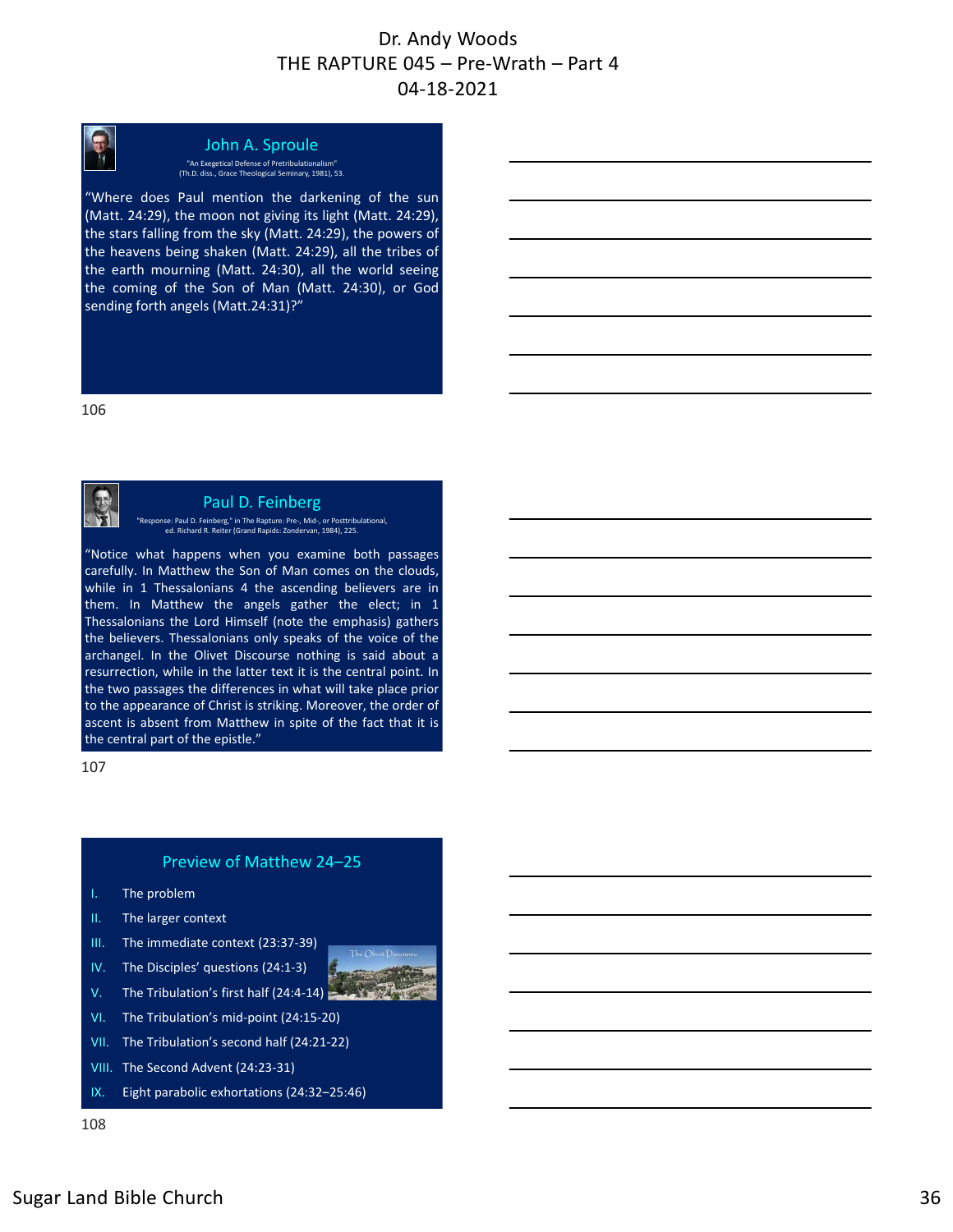Dr. Andy Woods
THE RAPTURE 045 – Pre-Wrath – Part 4
04-18-2021

## John A. Sproule

"An Exegetical Defense of Pretribulationalism" (Th.D. diss., Grace Theological Seminary, 1981), 53.

"Where does Paul mention the darkening of the sun (Matt. 24:29), the moon not giving its light (Matt. 24:29), the stars falling from the sky (Matt. 24:29), the powers of the heavens being shaken (Matt. 24:29), all the tribes of the earth mourning (Matt. 24:30), all the world seeing the coming of the Son of Man (Matt. 24:30), or God sending forth angels (Matt.24:31)?"

106

## Paul D. Feinberg

"Response: Paul D. Feinberg," in The Rapture: Pre-, Mid-, or Posttribulational, ed. Richard R. Reiter (Grand Rapids: Zondervan, 1984), 225.

"Notice what happens when you examine both passages carefully. In Matthew the Son of Man comes on the clouds, while in 1 Thessalonians 4 the ascending believers are in them. In Matthew the angels gather the elect; in 1 Thessalonians the Lord Himself (note the emphasis) gathers the believers. Thessalonians only speaks of the voice of the archangel. In the Olivet Discourse nothing is said about a resurrection, while in the latter text it is the central point. In the two passages the differences in what will take place prior to the appearance of Christ is striking. Moreover, the order of ascent is absent from Matthew in spite of the fact that it is the central part of the epistle."

107

## Preview of Matthew 24–25

I. The problem
II. The larger context
III. The immediate context (23:37-39)
IV. The Disciples' questions (24:1-3)
V. The Tribulation's first half (24:4-14)
VI. The Tribulation's mid-point (24:15-20)
VII. The Tribulation's second half (24:21-22)
VIII. The Second Advent (24:23-31)
IX. Eight parabolic exhortations (24:32–25:46)

The Olivet Discourse

108

Sugar Land Bible Church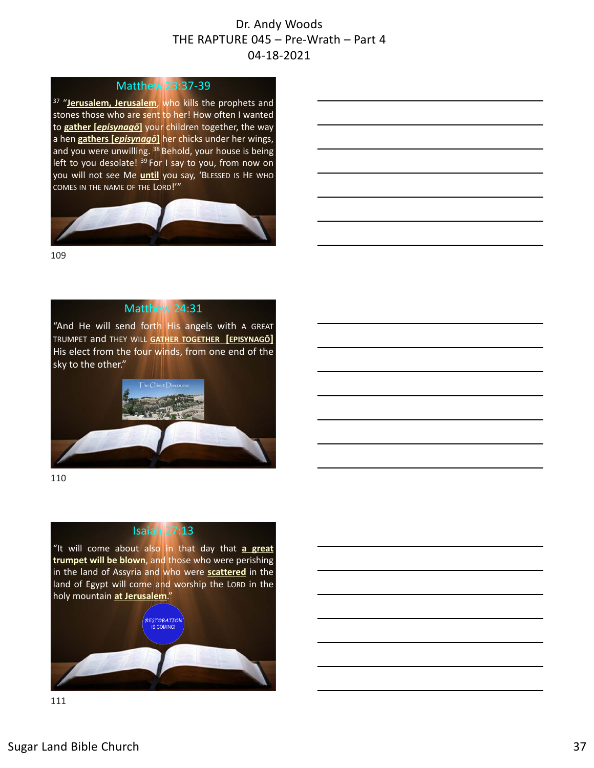## Matthew 23:37-39

[37] "**Jerusalem, Jerusalem**, who kills the prophets and stones those who are sent to her! How often I wanted to **gather [*episynagō*]** your children together, the way a hen **gathers [*episynagō*]** her chicks under her wings, and you were unwilling. [38] Behold, your house is being left to you desolate! [39] For I say to you, from now on you will not see Me **until** you say, 'BLESSED IS HE WHO COMES IN THE NAME OF THE LORD!'"

109

## Matthew 24:31

"And He will send forth His angels with A GREAT TRUMPET and THEY WILL **GATHER TOGETHER [EPISYNAGŌ]** His elect from the four winds, from one end of the sky to the other."

The Olivet Discourse

110

## Isaiah 27:13

"It will come about also in that day that **a great trumpet will be blown**, and those who were perishing in the land of Assyria and who were **scattered** in the land of Egypt will come and worship the LORD in the holy mountain **at Jerusalem**."

RESTORATION IS COMING!

111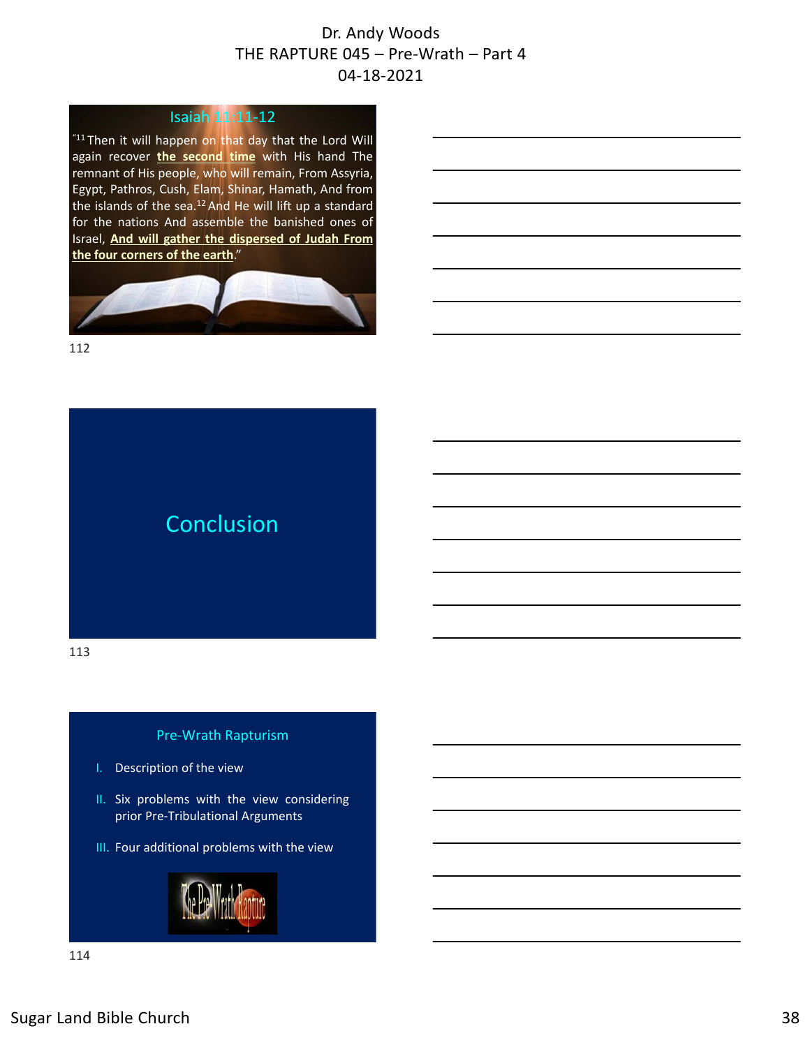Dr. Andy Woods
THE RAPTURE 045 – Pre-Wrath – Part 4
04-18-2021

## Isaiah 11:11-12

"[11] Then it will happen on that day that the Lord Will again recover **the second time** with His hand The remnant of His people, who will remain, From Assyria, Egypt, Pathros, Cush, Elam, Shinar, Hamath, And from the islands of the sea.[12] And He will lift up a standard for the nations And assemble the banished ones of Israel, **And will gather the dispersed of Judah From the four corners of the earth**."

112

## Conclusion

113

## Pre-Wrath Rapturism

I. Description of the view

II. Six problems with the view considering prior Pre-Tribulational Arguments

III. Four additional problems with the view

The Pre-Wrath Rapture

114